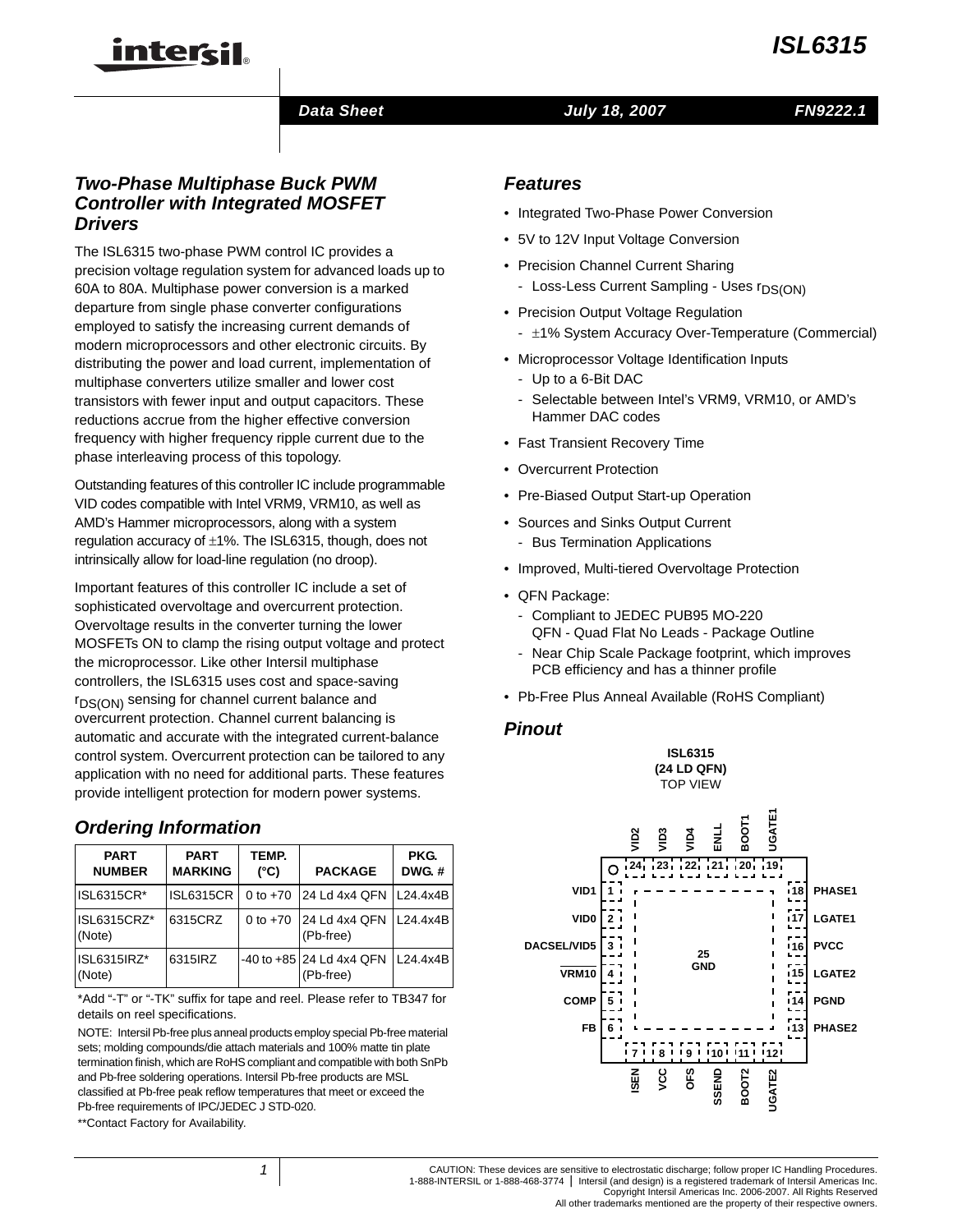# ISL6315

Data Sheet July 18, 2007 FN9222.1

## Two-Phase Multiphase Buck PWM Controller with Integrated MOSFET Drivers

The ISL6315 two-phase PWM control IC provides a precision voltage regulation system for advanced loads up to 60A to 80A. Multiphase power conversion is a marked departure from single phase converter configurations employed to satisfy the increasing current demands of modern microprocessors and other electronic circuits. By distributing the power and load current, implementation of multiphase converters utilize smaller and lower cost transistors with fewer input and output capacitors. These reductions accrue from the higher effective conversion frequency with higher frequency ripple current due to the phase interleaving process of this topology.

Outstanding features of this controller IC include programmable VID codes compatible with Intel VRM9, VRM10, as well as AMD's Hammer microprocessors, along with a system regulation accuracy of ±1%. The ISL6315, though, does not intrinsically allow for load-line regulation (no droop).

Important features of this controller IC include a set of sophisticated overvoltage and overcurrent protection. Overvoltage results in the converter turning the lower MOSFETs ON to clamp the rising output voltage and protect the microprocessor. Like other Intersil multiphase controllers, the ISL6315 uses cost and space-saving $r_{DS(ON)}$ sensing for channel current balance and overcurrent protection. Channel current balancing is automatic and accurate with the integrated current-balance control system. Overcurrent protection can be tailored to any application with no need for additional parts. These features provide intelligent protection for modern power systems.

## Ordering Information

| PART NUMBER | PART MARKING | TEMP. (°C) | PACKAGE | PKG. DWG. # |
|---|---|---|---|---|
| ISL6315CR* | ISL6315CR | 0 to +70 | 24 Ld 4x4 QFN | L24.4x4B |
| ISL6315CRZ* (Note) | 6315CRZ | 0 to +70 | 24 Ld 4x4 QFN (Pb-free) | L24.4x4B |
| ISL6315IRZ* (Note) | 6315IRZ | -40 to +85 | 24 Ld 4x4 QFN (Pb-free) | L24.4x4B |

*Add "-T" or "-TK" suffix for tape and reel. Please refer to TB347 for details on reel specifications.

NOTE: Intersil Pb-free plus anneal products employ special Pb-free material sets; molding compounds/die attach materials and 100% matte tin plate termination finish, which are RoHS compliant and compatible with both SnPb and Pb-free soldering operations. Intersil Pb-free products are MSL classified at Pb-free peak reflow temperatures that meet or exceed the Pb-free requirements of IPC/JEDEC J STD-020.

**Contact Factory for Availability.

## Features

- Integrated Two-Phase Power Conversion
- 5V to 12V Input Voltage Conversion
- Precision Channel Current Sharing
  - Loss-Less Current Sampling - Uses $r_{DS(ON)}$
- Precision Output Voltage Regulation
  - ±1% System Accuracy Over-Temperature (Commercial)
- Microprocessor Voltage Identification Inputs
  - Up to a 6-Bit DAC
  - Selectable between Intel's VRM9, VRM10, or AMD's Hammer DAC codes
- Fast Transient Recovery Time
- Overcurrent Protection
- Pre-Biased Output Start-up Operation
- Sources and Sinks Output Current
  - Bus Termination Applications
- Improved, Multi-tiered Overvoltage Protection
- QFN Package:
  - Compliant to JEDEC PUB95 MO-220 QFN - Quad Flat No Leads - Package Outline
  - Near Chip Scale Package footprint, which improves PCB efficiency and has a thinner profile
- Pb-Free Plus Anneal Available (RoHS Compliant)

## Pinout

ISL6315
(24 LD QFN)
TOP VIEW

| Pin | Name | Pin | Name |
|---|---|---|---|
| 1 | VID1 | 13 | PHASE2 |
| 2 | VID0 | 14 | PGND |
| 3 | DACSEL/VID5 | 15 | LGATE2 |
| 4 | $\overline{VRM10}$ | 16 | PVCC |
| 5 | COMP | 17 | LGATE1 |
| 6 | FB | 18 | PHASE1 |
| 7 | ISEN | 19 | UGATE1 |
| 8 | VCC | 20 | BOOT1 |
| 9 | OFS | 21 | ENLL |
| 10 | SSEND | 22 | VID4 |
| 11 | BOOT2 | 23 | VID3 |
| 12 | UGATE2 | 24 | VID2 |
| 25 | GND | | |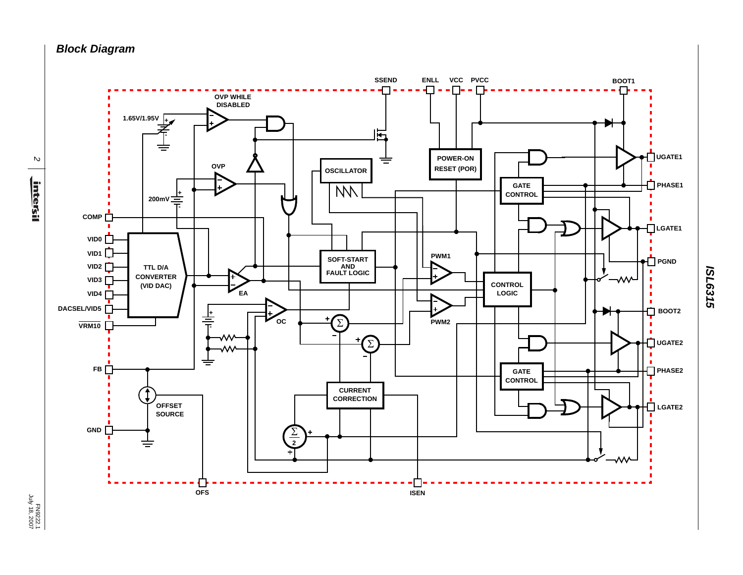## Block Diagram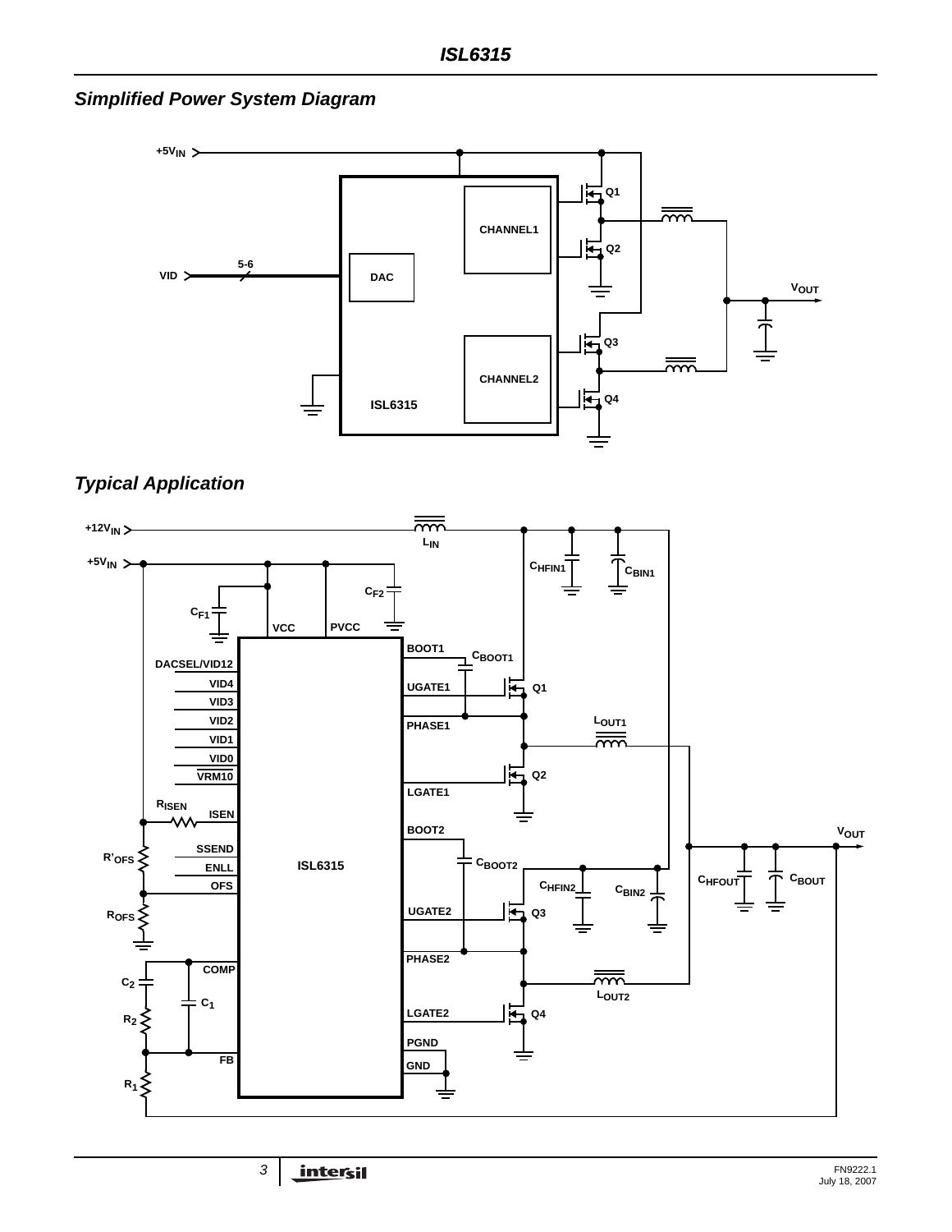## Simplified Power System Diagram

## Typical Application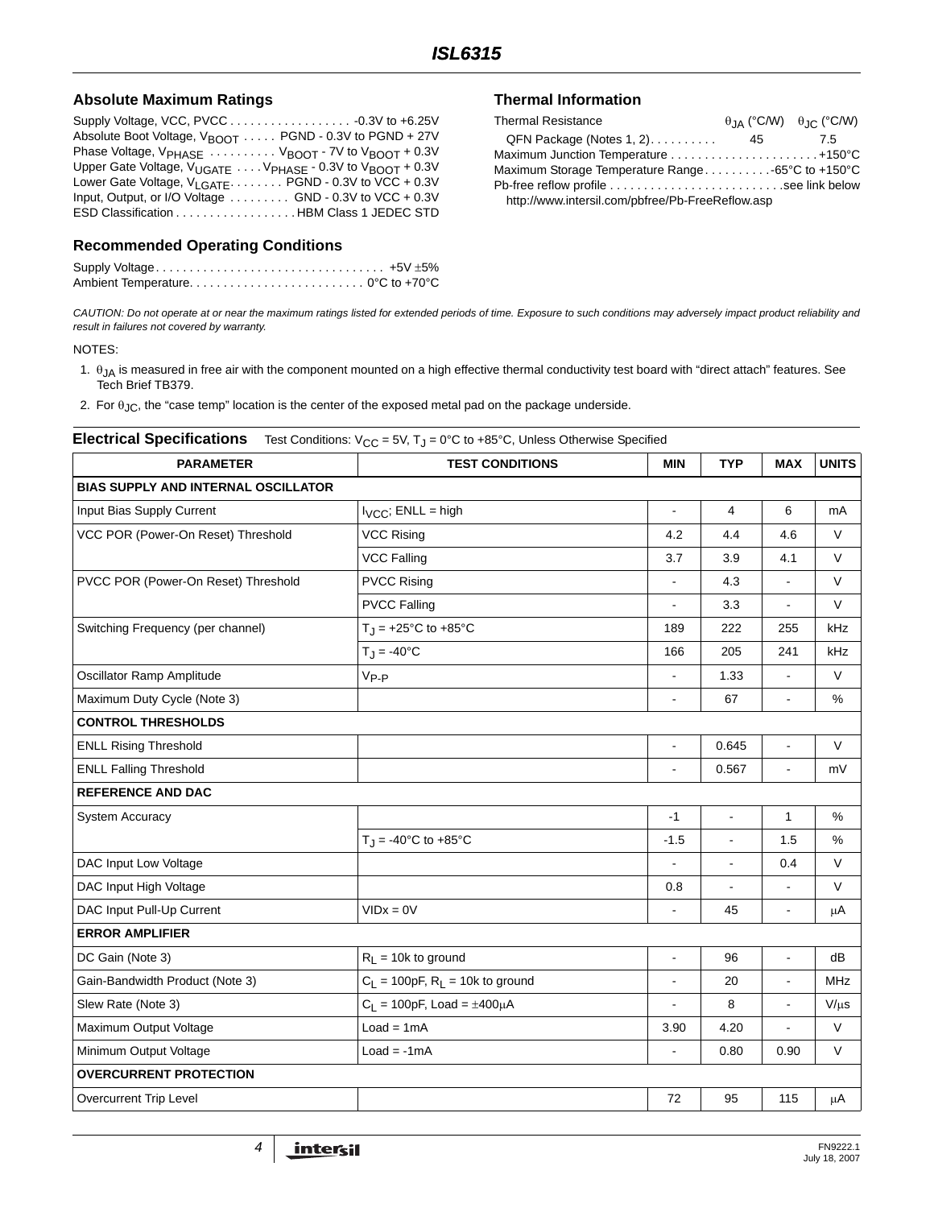## Absolute Maximum Ratings

Supply Voltage, VCC, PVCC . . . . . . . . . . . . . . . . . . -0.3V to +6.25V
Absolute Boot Voltage, $V_{BOOT}$ . . . . . PGND - 0.3V to PGND + 27V
Phase Voltage, $V_{PHASE}$ . . . . . . . . . . $V_{BOOT}$ - 7V to $V_{BOOT}$ + 0.3V
Upper Gate Voltage, $V_{UGATE}$ . . . . $V_{PHASE}$ - 0.3V to $V_{BOOT}$ + 0.3V
Lower Gate Voltage, $V_{LGATE}$. . . . . . . . PGND - 0.3V to VCC + 0.3V
Input, Output, or I/O Voltage . . . . . . . . . GND - 0.3V to VCC + 0.3V
ESD Classification . . . . . . . . . . . . . . . . . . HBM Class 1 JEDEC STD

## Recommended Operating Conditions

Supply Voltage . . . . . . . . . . . . . . . . . . . . . . . . . . . . . . . . . . +5V ±5%
Ambient Temperature. . . . . . . . . . . . . . . . . . . . . . . . . . 0°C to +70°C

## Thermal Information

| Thermal Resistance | $\theta_{JA}$ (°C/W) | $\theta_{JC}$ (°C/W) |
|---|---|---|
| QFN Package (Notes 1, 2). . . . . . . . . . | 45 | 7.5 |

Maximum Junction Temperature . . . . . . . . . . . . . . . . . . . . . . +150°C
Maximum Storage Temperature Range. . . . . . . . . .-65°C to +150°C
Pb-free reflow profile . . . . . . . . . . . . . . . . . . . . . . . . . .see link below
http://www.intersil.com/pbfree/Pb-FreeReflow.asp

*CAUTION: Do not operate at or near the maximum ratings listed for extended periods of time. Exposure to such conditions may adversely impact product reliability and result in failures not covered by warranty.*

NOTES:

1. $\theta_{JA}$ is measured in free air with the component mounted on a high effective thermal conductivity test board with "direct attach" features. See Tech Brief TB379.
2. For $\theta_{JC}$, the "case temp" location is the center of the exposed metal pad on the package underside.

**Electrical Specifications** Test Conditions: $V_{CC}$ = 5V, $T_J$ = 0°C to +85°C, Unless Otherwise Specified

| PARAMETER | TEST CONDITIONS | MIN | TYP | MAX | UNITS |
|---|---|---|---|---|---|
| **BIAS SUPPLY AND INTERNAL OSCILLATOR** | | | | | |
| Input Bias Supply Current | $I_{VCC}$; ENLL = high | - | 4 | 6 | mA |
| VCC POR (Power-On Reset) Threshold | VCC Rising | 4.2 | 4.4 | 4.6 | V |
| | VCC Falling | 3.7 | 3.9 | 4.1 | V |
| PVCC POR (Power-On Reset) Threshold | PVCC Rising | - | 4.3 | - | V |
| | PVCC Falling | - | 3.3 | - | V |
| Switching Frequency (per channel) | $T_J$ = +25°C to +85°C | 189 | 222 | 255 | kHz |
| | $T_J$ = -40°C | 166 | 205 | 241 | kHz |
| Oscillator Ramp Amplitude | $V_{P-P}$ | - | 1.33 | - | V |
| Maximum Duty Cycle (Note 3) | | - | 67 | - | % |
| **CONTROL THRESHOLDS** | | | | | |
| ENLL Rising Threshold | | - | 0.645 | - | V |
| ENLL Falling Threshold | | - | 0.567 | - | mV |
| **REFERENCE AND DAC** | | | | | |
| System Accuracy | | -1 | - | 1 | % |
| | $T_J$ = -40°C to +85°C | -1.5 | - | 1.5 | % |
| DAC Input Low Voltage | | - | - | 0.4 | V |
| DAC Input High Voltage | | 0.8 | - | - | V |
| DAC Input Pull-Up Current | VIDx = 0V | - | 45 | - | µA |
| **ERROR AMPLIFIER** | | | | | |
| DC Gain (Note 3) | $R_L$ = 10k to ground | - | 96 | - | dB |
| Gain-Bandwidth Product (Note 3) | $C_L$ = 100pF, $R_L$ = 10k to ground | - | 20 | - | MHz |
| Slew Rate (Note 3) | $C_L$ = 100pF, Load = ±400µA | - | 8 | - | V/µs |
| Maximum Output Voltage | Load = 1mA | 3.90 | 4.20 | - | V |
| Minimum Output Voltage | Load = -1mA | - | 0.80 | 0.90 | V |
| **OVERCURRENT PROTECTION** | | | | | |
| Overcurrent Trip Level | | 72 | 95 | 115 | µA |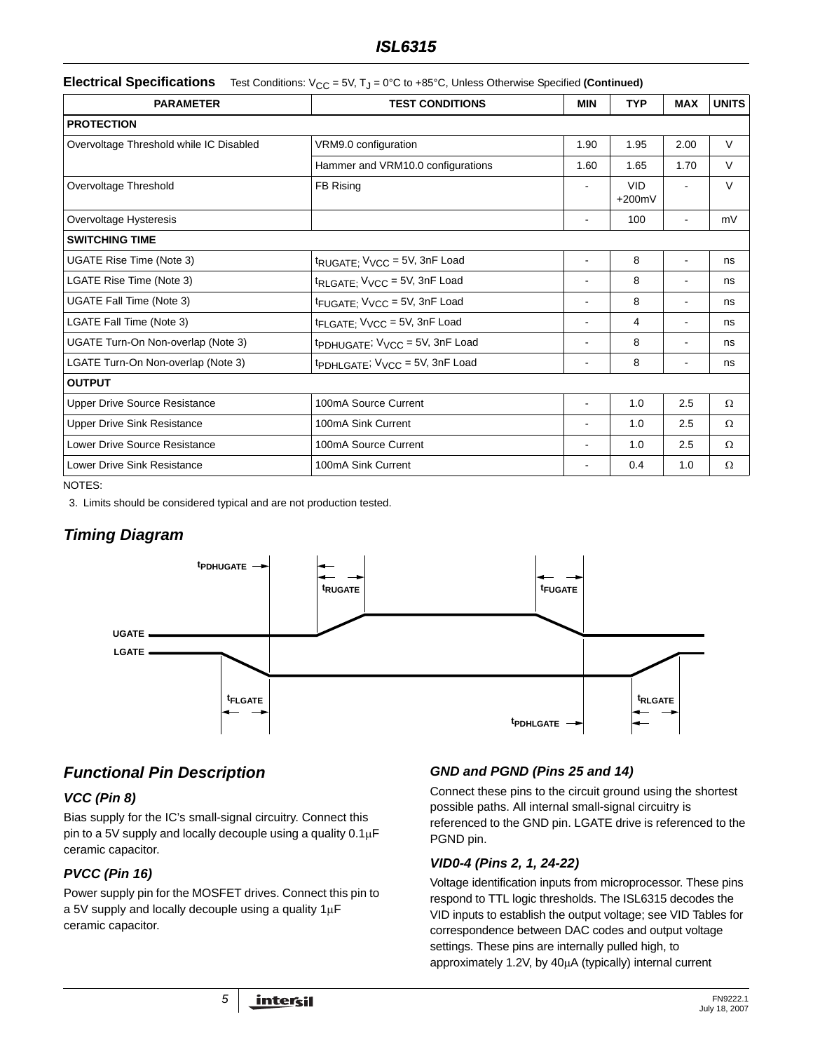**Electrical Specifications** Test Conditions: $V_{CC}$ = 5V, $T_J$ = 0°C to +85°C, Unless Otherwise Specified **(Continued)**

| PARAMETER | TEST CONDITIONS | MIN | TYP | MAX | UNITS |
|---|---|---|---|---|---|
| **PROTECTION** | | | | | |
| Overvoltage Threshold while IC Disabled | VRM9.0 configuration | 1.90 | 1.95 | 2.00 | V |
| | Hammer and VRM10.0 configurations | 1.60 | 1.65 | 1.70 | V |
| Overvoltage Threshold | FB Rising | - | VID +200mV | - | V |
| Overvoltage Hysteresis | | - | 100 | - | mV |
| **SWITCHING TIME** | | | | | |
| UGATE Rise Time (Note 3) | $t_{RUGATE}$; $V_{VCC}$ = 5V, 3nF Load | - | 8 | - | ns |
| LGATE Rise Time (Note 3) | $t_{RLGATE}$; $V_{VCC}$ = 5V, 3nF Load | - | 8 | - | ns |
| UGATE Fall Time (Note 3) | $t_{FUGATE}$; $V_{VCC}$ = 5V, 3nF Load | - | 8 | - | ns |
| LGATE Fall Time (Note 3) | $t_{FLGATE}$; $V_{VCC}$ = 5V, 3nF Load | - | 4 | - | ns |
| UGATE Turn-On Non-overlap (Note 3) | $t_{PDHUGATE}$; $V_{VCC}$ = 5V, 3nF Load | - | 8 | - | ns |
| LGATE Turn-On Non-overlap (Note 3) | $t_{PDHLGATE}$; $V_{VCC}$ = 5V, 3nF Load | - | 8 | - | ns |
| **OUTPUT** | | | | | |
| Upper Drive Source Resistance | 100mA Source Current | - | 1.0 | 2.5 | Ω |
| Upper Drive Sink Resistance | 100mA Sink Current | - | 1.0 | 2.5 | Ω |
| Lower Drive Source Resistance | 100mA Source Current | - | 1.0 | 2.5 | Ω |
| Lower Drive Sink Resistance | 100mA Sink Current | - | 0.4 | 1.0 | Ω |

NOTES:

3. Limits should be considered typical and are not production tested.

## Timing Diagram

## Functional Pin Description

### VCC (Pin 8)

Bias supply for the IC's small-signal circuitry. Connect this pin to a 5V supply and locally decouple using a quality 0.1μF ceramic capacitor.

### PVCC (Pin 16)

Power supply pin for the MOSFET drives. Connect this pin to a 5V supply and locally decouple using a quality 1μF ceramic capacitor.

### GND and PGND (Pins 25 and 14)

Connect these pins to the circuit ground using the shortest possible paths. All internal small-signal circuitry is referenced to the GND pin. LGATE drive is referenced to the PGND pin.

### VID0-4 (Pins 2, 1, 24-22)

Voltage identification inputs from microprocessor. These pins respond to TTL logic thresholds. The ISL6315 decodes the VID inputs to establish the output voltage; see VID Tables for correspondence between DAC codes and output voltage settings. These pins are internally pulled high, to approximately 1.2V, by 40μA (typically) internal current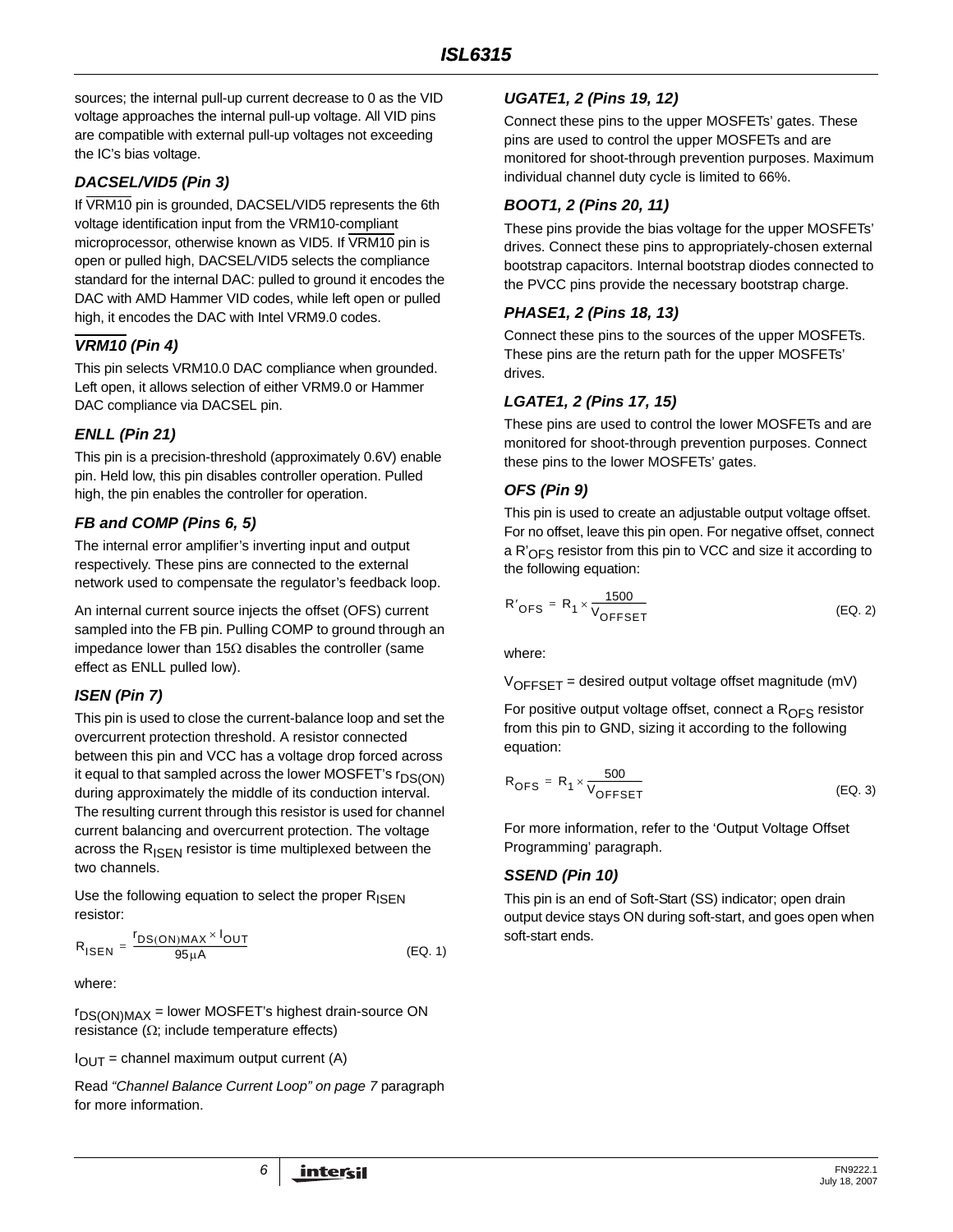sources; the internal pull-up current decrease to 0 as the VID voltage approaches the internal pull-up voltage. All VID pins are compatible with external pull-up voltages not exceeding the IC's bias voltage.

### *DACSEL/VID5 (Pin 3)*

If $\overline{\text{VRM10}}$ pin is grounded, DACSEL/VID5 represents the 6th voltage identification input from the VRM10-compliant microprocessor, otherwise known as VID5. If $\overline{\text{VRM10}}$ pin is open or pulled high, DACSEL/VID5 selects the compliance standard for the internal DAC: pulled to ground it encodes the DAC with AMD Hammer VID codes, while left open or pulled high, it encodes the DAC with Intel VRM9.0 codes.

### *$\overline{\text{VRM10}}$ (Pin 4)*

This pin selects VRM10.0 DAC compliance when grounded. Left open, it allows selection of either VRM9.0 or Hammer DAC compliance via DACSEL pin.

### *ENLL (Pin 21)*

This pin is a precision-threshold (approximately 0.6V) enable pin. Held low, this pin disables controller operation. Pulled high, the pin enables the controller for operation.

### *FB and COMP (Pins 6, 5)*

The internal error amplifier's inverting input and output respectively. These pins are connected to the external network used to compensate the regulator's feedback loop.

An internal current source injects the offset (OFS) current sampled into the FB pin. Pulling COMP to ground through an impedance lower than 15Ω disables the controller (same effect as ENLL pulled low).

### *ISEN (Pin 7)*

This pin is used to close the current-balance loop and set the overcurrent protection threshold. A resistor connected between this pin and VCC has a voltage drop forced across it equal to that sampled across the lower MOSFET's $r_{DS(ON)}$ during approximately the middle of its conduction interval. The resulting current through this resistor is used for channel current balancing and overcurrent protection. The voltage across the $R_{ISEN}$ resistor is time multiplexed between the two channels.

Use the following equation to select the proper $R_{ISEN}$ resistor:

$$R_{ISEN} = \frac{r_{DS(ON)MAX} \times I_{OUT}}{95\mu A} \qquad \text{(EQ. 1)}$$

where:

$r_{DS(ON)MAX}$ = lower MOSFET's highest drain-source ON resistance (Ω; include temperature effects)

$I_{OUT}$ = channel maximum output current (A)

Read *"Channel Balance Current Loop" on page 7* paragraph for more information.

### *UGATE1, 2 (Pins 19, 12)*

Connect these pins to the upper MOSFETs' gates. These pins are used to control the upper MOSFETs and are monitored for shoot-through prevention purposes. Maximum individual channel duty cycle is limited to 66%.

### *BOOT1, 2 (Pins 20, 11)*

These pins provide the bias voltage for the upper MOSFETs' drives. Connect these pins to appropriately-chosen external bootstrap capacitors. Internal bootstrap diodes connected to the PVCC pins provide the necessary bootstrap charge.

### *PHASE1, 2 (Pins 18, 13)*

Connect these pins to the sources of the upper MOSFETs. These pins are the return path for the upper MOSFETs' drives.

### *LGATE1, 2 (Pins 17, 15)*

These pins are used to control the lower MOSFETs and are monitored for shoot-through prevention purposes. Connect these pins to the lower MOSFETs' gates.

### *OFS (Pin 9)*

This pin is used to create an adjustable output voltage offset. For no offset, leave this pin open. For negative offset, connect a $R'_{OFS}$ resistor from this pin to VCC and size it according to the following equation:

$$R'_{OFS} = R_1 \times \frac{1500}{V_{OFFSET}} \qquad \text{(EQ. 2)}$$

where:

$V_{OFFSET}$ = desired output voltage offset magnitude (mV)

For positive output voltage offset, connect a $R_{OFS}$ resistor from this pin to GND, sizing it according to the following equation:

$$R_{OFS} = R_1 \times \frac{500}{V_{OFFSET}} \qquad \text{(EQ. 3)}$$

For more information, refer to the 'Output Voltage Offset Programming' paragraph.

### *SSEND (Pin 10)*

This pin is an end of Soft-Start (SS) indicator; open drain output device stays ON during soft-start, and goes open when soft-start ends.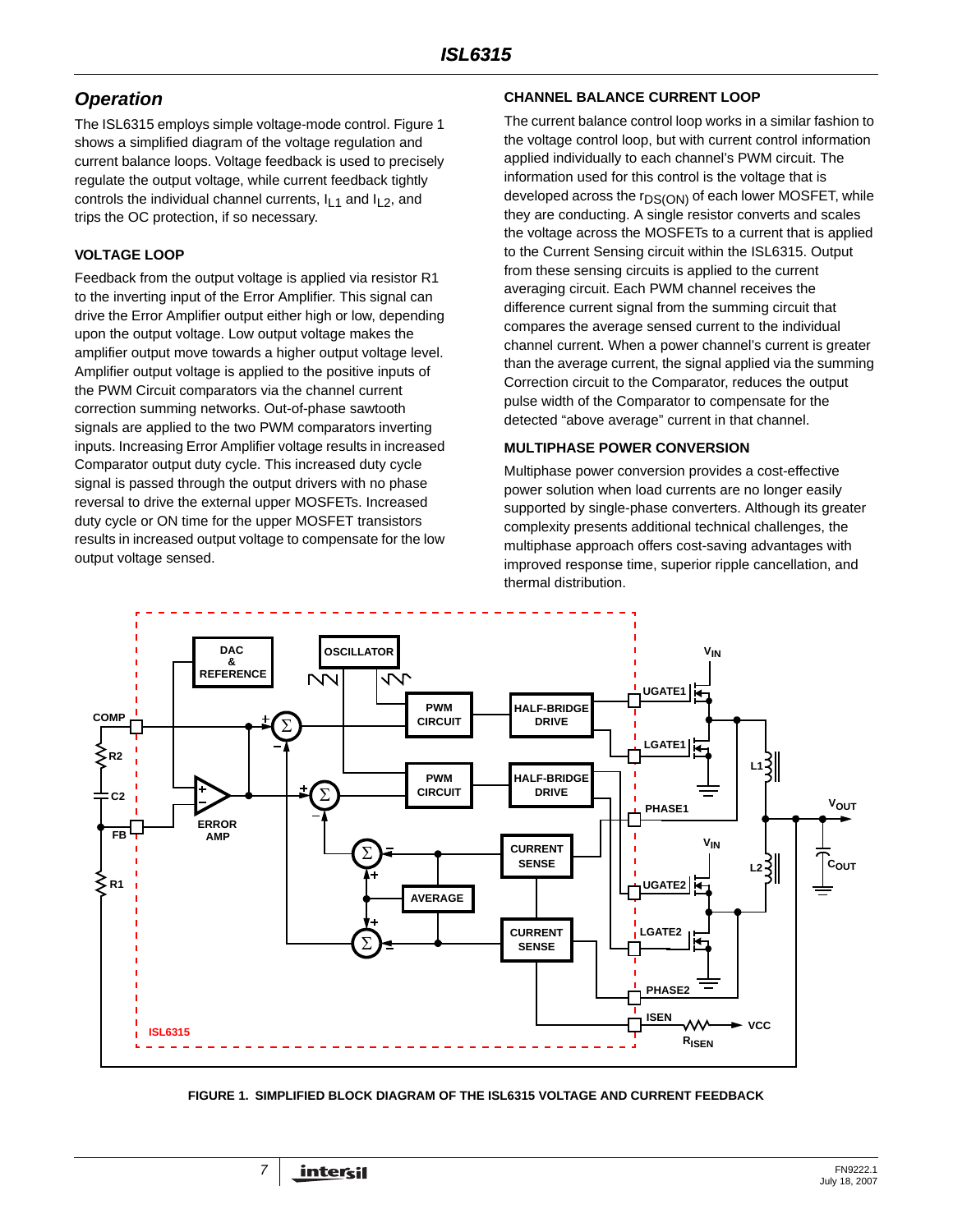## Operation

The ISL6315 employs simple voltage-mode control. Figure 1 shows a simplified diagram of the voltage regulation and current balance loops. Voltage feedback is used to precisely regulate the output voltage, while current feedback tightly controls the individual channel currents, $I_{L1}$ and $I_{L2}$, and trips the OC protection, if so necessary.

### VOLTAGE LOOP

Feedback from the output voltage is applied via resistor R1 to the inverting input of the Error Amplifier. This signal can drive the Error Amplifier output either high or low, depending upon the output voltage. Low output voltage makes the amplifier output move towards a higher output voltage level. Amplifier output voltage is applied to the positive inputs of the PWM Circuit comparators via the channel current correction summing networks. Out-of-phase sawtooth signals are applied to the two PWM comparators inverting inputs. Increasing Error Amplifier voltage results in increased Comparator output duty cycle. This increased duty cycle signal is passed through the output drivers with no phase reversal to drive the external upper MOSFETs. Increased duty cycle or ON time for the upper MOSFET transistors results in increased output voltage to compensate for the low output voltage sensed.

### CHANNEL BALANCE CURRENT LOOP

The current balance control loop works in a similar fashion to the voltage control loop, but with current control information applied individually to each channel's PWM circuit. The information used for this control is the voltage that is developed across the $r_{DS(ON)}$ of each lower MOSFET, while they are conducting. A single resistor converts and scales the voltage across the MOSFETs to a current that is applied to the Current Sensing circuit within the ISL6315. Output from these sensing circuits is applied to the current averaging circuit. Each PWM channel receives the difference current signal from the summing circuit that compares the average sensed current to the individual channel current. When a power channel's current is greater than the average current, the signal applied via the summing Correction circuit to the Comparator, reduces the output pulse width of the Comparator to compensate for the detected "above average" current in that channel.

### MULTIPHASE POWER CONVERSION

Multiphase power conversion provides a cost-effective power solution when load currents are no longer easily supported by single-phase converters. Although its greater complexity presents additional technical challenges, the multiphase approach offers cost-saving advantages with improved response time, superior ripple cancellation, and thermal distribution.

FIGURE 1. SIMPLIFIED BLOCK DIAGRAM OF THE ISL6315 VOLTAGE AND CURRENT FEEDBACK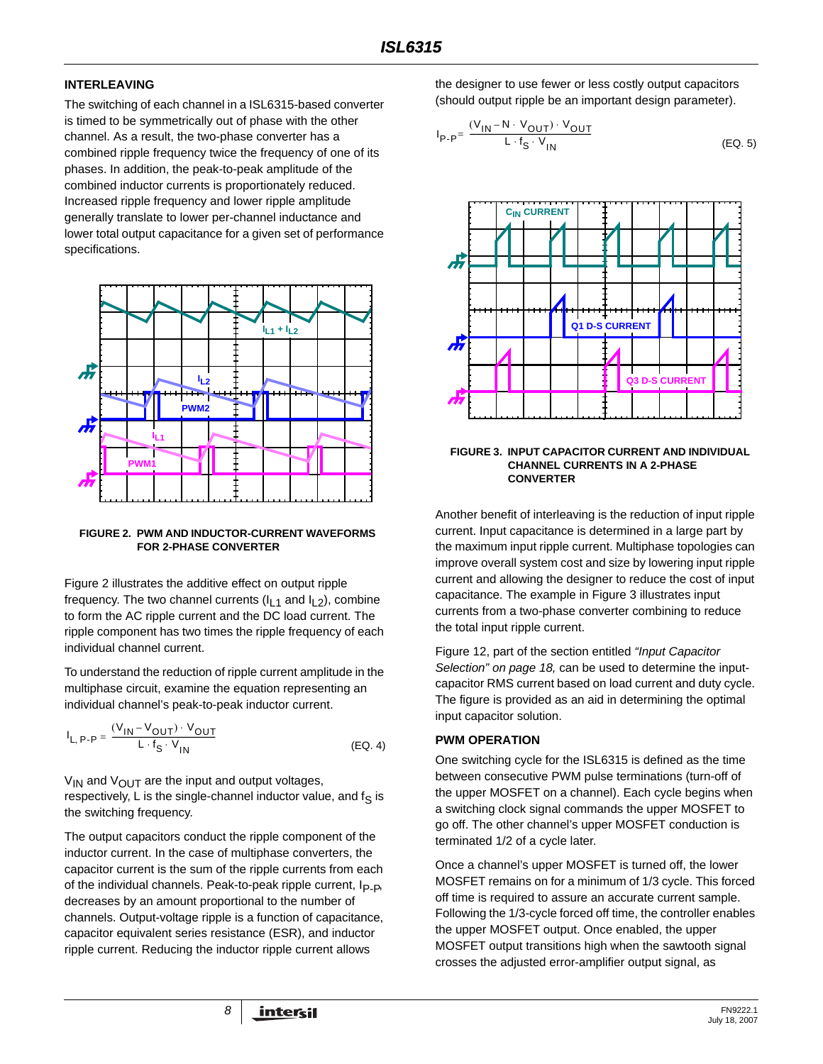### INTERLEAVING

The switching of each channel in a ISL6315-based converter is timed to be symmetrically out of phase with the other channel. As a result, the two-phase converter has a combined ripple frequency twice the frequency of one of its phases. In addition, the peak-to-peak amplitude of the combined inductor currents is proportionately reduced. Increased ripple frequency and lower ripple amplitude generally translate to lower per-channel inductance and lower total output capacitance for a given set of performance specifications.

**FIGURE 2. PWM AND INDUCTOR-CURRENT WAVEFORMS FOR 2-PHASE CONVERTER**

Figure 2 illustrates the additive effect on output ripple frequency. The two channel currents ($I_{L1}$ and $I_{L2}$), combine to form the AC ripple current and the DC load current. The ripple component has two times the ripple frequency of each individual channel current.

To understand the reduction of ripple current amplitude in the multiphase circuit, examine the equation representing an individual channel's peak-to-peak inductor current.

$$I_{L, P\text{-}P} = \frac{(V_{IN} - V_{OUT}) \cdot V_{OUT}}{L \cdot f_S \cdot V_{IN}} \qquad \text{(EQ. 4)}$$

$V_{IN}$ and $V_{OUT}$ are the input and output voltages, respectively, L is the single-channel inductor value, and $f_S$ is the switching frequency.

The output capacitors conduct the ripple component of the inductor current. In the case of multiphase converters, the capacitor current is the sum of the ripple currents from each of the individual channels. Peak-to-peak ripple current, $I_{P\text{-}P}$, decreases by an amount proportional to the number of channels. Output-voltage ripple is a function of capacitance, capacitor equivalent series resistance (ESR), and inductor ripple current. Reducing the inductor ripple current allows the designer to use fewer or less costly output capacitors (should output ripple be an important design parameter).

$$I_{P\text{-}P} = \frac{(V_{IN} - N \cdot V_{OUT}) \cdot V_{OUT}}{L \cdot f_S \cdot V_{IN}} \qquad \text{(EQ. 5)}$$

**FIGURE 3. INPUT CAPACITOR CURRENT AND INDIVIDUAL CHANNEL CURRENTS IN A 2-PHASE CONVERTER**

Another benefit of interleaving is the reduction of input ripple current. Input capacitance is determined in a large part by the maximum input ripple current. Multiphase topologies can improve overall system cost and size by lowering input ripple current and allowing the designer to reduce the cost of input capacitance. The example in Figure 3 illustrates input currents from a two-phase converter combining to reduce the total input ripple current.

Figure 12, part of the section entitled *"Input Capacitor Selection" on page 18,* can be used to determine the input-capacitor RMS current based on load current and duty cycle. The figure is provided as an aid in determining the optimal input capacitor solution.

### PWM OPERATION

One switching cycle for the ISL6315 is defined as the time between consecutive PWM pulse terminations (turn-off of the upper MOSFET on a channel). Each cycle begins when a switching clock signal commands the upper MOSFET to go off. The other channel's upper MOSFET conduction is terminated 1/2 of a cycle later.

Once a channel's upper MOSFET is turned off, the lower MOSFET remains on for a minimum of 1/3 cycle. This forced off time is required to assure an accurate current sample. Following the 1/3-cycle forced off time, the controller enables the upper MOSFET output. Once enabled, the upper MOSFET output transitions high when the sawtooth signal crosses the adjusted error-amplifier output signal, as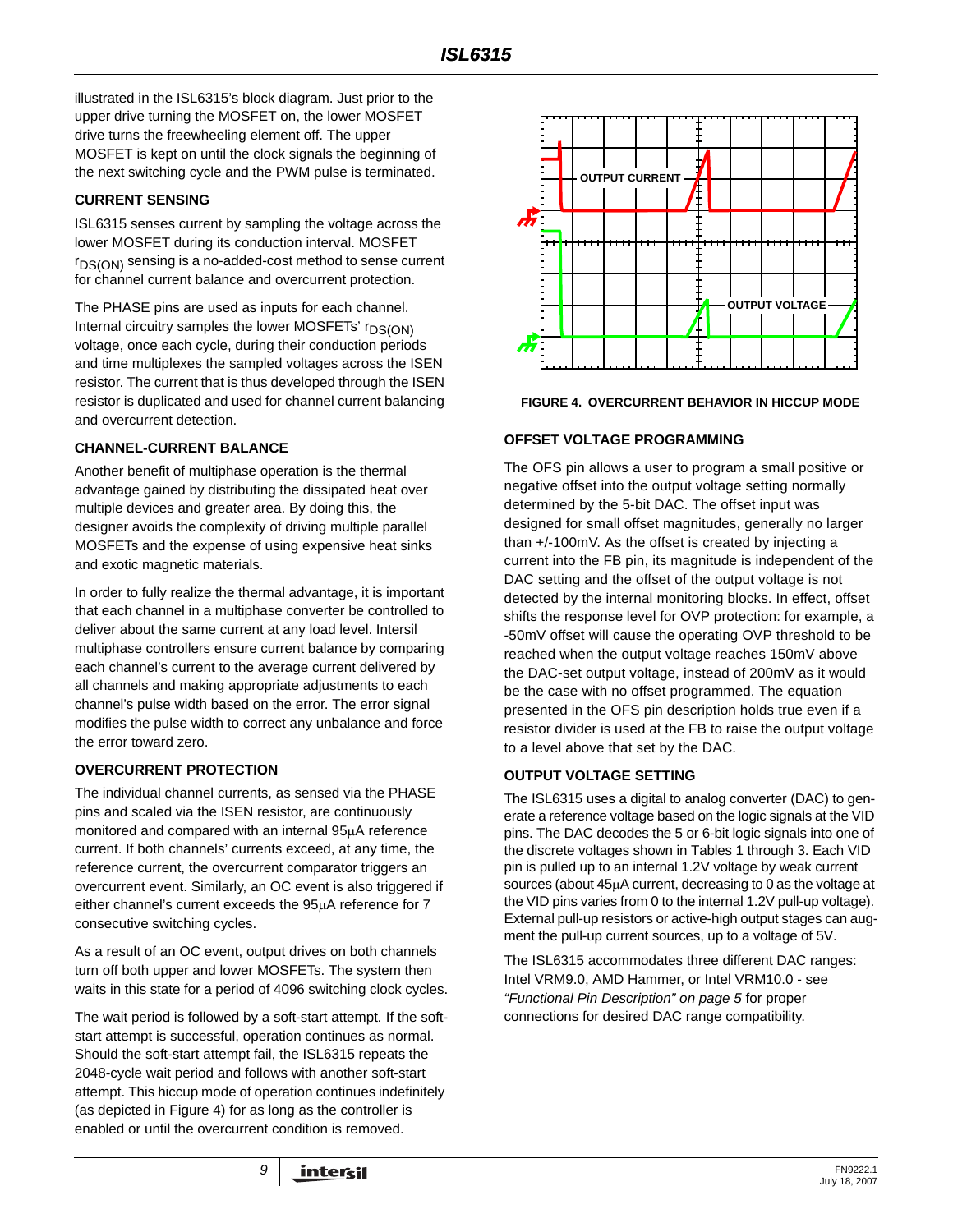illustrated in the ISL6315's block diagram. Just prior to the upper drive turning the MOSFET on, the lower MOSFET drive turns the freewheeling element off. The upper MOSFET is kept on until the clock signals the beginning of the next switching cycle and the PWM pulse is terminated.

### CURRENT SENSING

ISL6315 senses current by sampling the voltage across the lower MOSFET during its conduction interval. MOSFET $r_{DS(ON)}$ sensing is a no-added-cost method to sense current for channel current balance and overcurrent protection.

The PHASE pins are used as inputs for each channel. Internal circuitry samples the lower MOSFETs' $r_{DS(ON)}$ voltage, once each cycle, during their conduction periods and time multiplexes the sampled voltages across the ISEN resistor. The current that is thus developed through the ISEN resistor is duplicated and used for channel current balancing and overcurrent detection.

### CHANNEL-CURRENT BALANCE

Another benefit of multiphase operation is the thermal advantage gained by distributing the dissipated heat over multiple devices and greater area. By doing this, the designer avoids the complexity of driving multiple parallel MOSFETs and the expense of using expensive heat sinks and exotic magnetic materials.

In order to fully realize the thermal advantage, it is important that each channel in a multiphase converter be controlled to deliver about the same current at any load level. Intersil multiphase controllers ensure current balance by comparing each channel's current to the average current delivered by all channels and making appropriate adjustments to each channel's pulse width based on the error. The error signal modifies the pulse width to correct any unbalance and force the error toward zero.

### OVERCURRENT PROTECTION

The individual channel currents, as sensed via the PHASE pins and scaled via the ISEN resistor, are continuously monitored and compared with an internal 95μA reference current. If both channels' currents exceed, at any time, the reference current, the overcurrent comparator triggers an overcurrent event. Similarly, an OC event is also triggered if either channel's current exceeds the 95μA reference for 7 consecutive switching cycles.

As a result of an OC event, output drives on both channels turn off both upper and lower MOSFETs. The system then waits in this state for a period of 4096 switching clock cycles.

The wait period is followed by a soft-start attempt. If the soft-start attempt is successful, operation continues as normal. Should the soft-start attempt fail, the ISL6315 repeats the 2048-cycle wait period and follows with another soft-start attempt. This hiccup mode of operation continues indefinitely (as depicted in Figure 4) for as long as the controller is enabled or until the overcurrent condition is removed.

FIGURE 4. OVERCURRENT BEHAVIOR IN HICCUP MODE

### OFFSET VOLTAGE PROGRAMMING

The OFS pin allows a user to program a small positive or negative offset into the output voltage setting normally determined by the 5-bit DAC. The offset input was designed for small offset magnitudes, generally no larger than +/-100mV. As the offset is created by injecting a current into the FB pin, its magnitude is independent of the DAC setting and the offset of the output voltage is not detected by the internal monitoring blocks. In effect, offset shifts the response level for OVP protection: for example, a -50mV offset will cause the operating OVP threshold to be reached when the output voltage reaches 150mV above the DAC-set output voltage, instead of 200mV as it would be the case with no offset programmed. The equation presented in the OFS pin description holds true even if a resistor divider is used at the FB to raise the output voltage to a level above that set by the DAC.

### OUTPUT VOLTAGE SETTING

The ISL6315 uses a digital to analog converter (DAC) to generate a reference voltage based on the logic signals at the VID pins. The DAC decodes the 5 or 6-bit logic signals into one of the discrete voltages shown in Tables 1 through 3. Each VID pin is pulled up to an internal 1.2V voltage by weak current sources (about 45μA current, decreasing to 0 as the voltage at the VID pins varies from 0 to the internal 1.2V pull-up voltage). External pull-up resistors or active-high output stages can augment the pull-up current sources, up to a voltage of 5V.

The ISL6315 accommodates three different DAC ranges: Intel VRM9.0, AMD Hammer, or Intel VRM10.0 - see *"Functional Pin Description" on page 5* for proper connections for desired DAC range compatibility.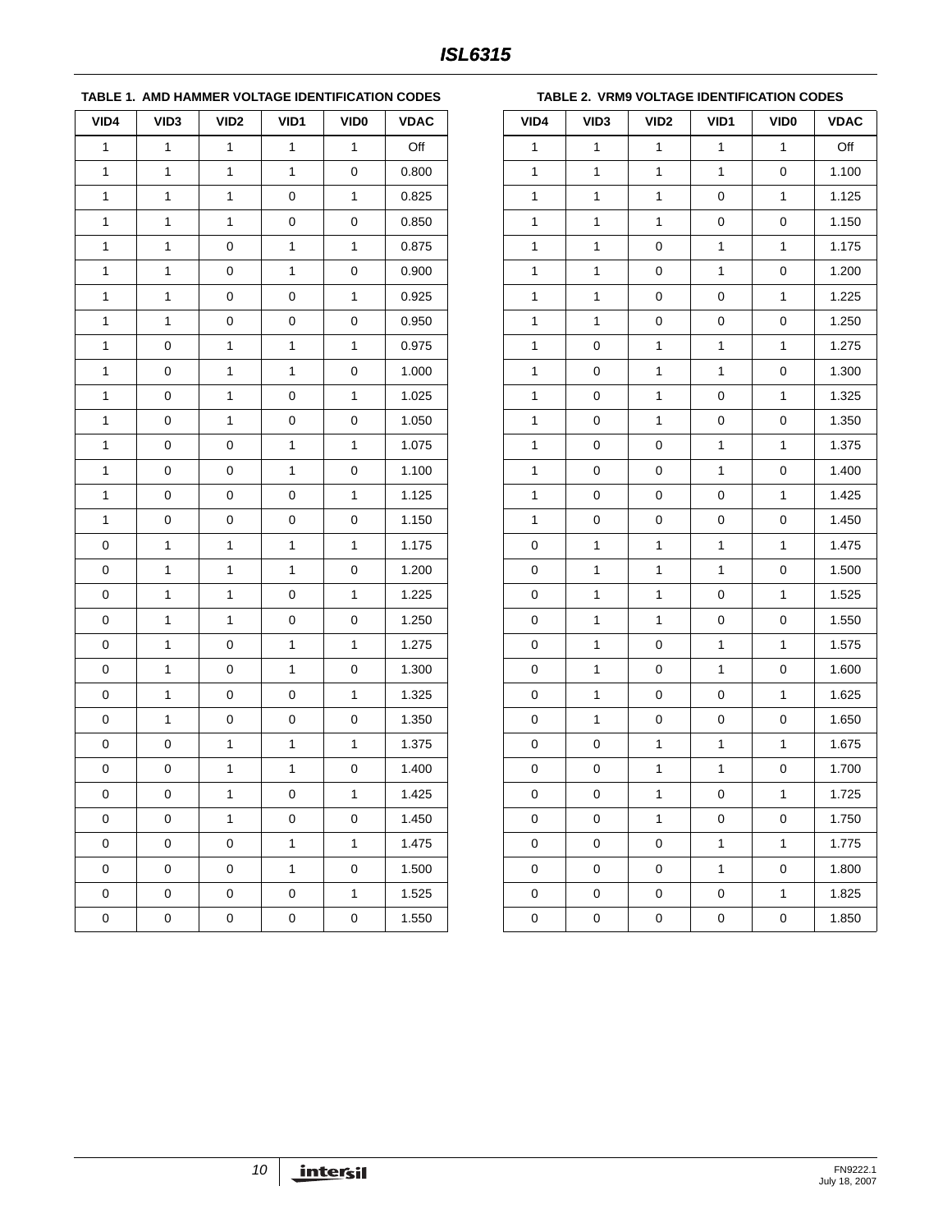**TABLE 1. AMD HAMMER VOLTAGE IDENTIFICATION CODES**

| VID4 | VID3 | VID2 | VID1 | VID0 | VDAC |
|---|---|---|---|---|---|
| 1 | 1 | 1 | 1 | 1 | Off |
| 1 | 1 | 1 | 1 | 0 | 0.800 |
| 1 | 1 | 1 | 0 | 1 | 0.825 |
| 1 | 1 | 1 | 0 | 0 | 0.850 |
| 1 | 1 | 0 | 1 | 1 | 0.875 |
| 1 | 1 | 0 | 1 | 0 | 0.900 |
| 1 | 1 | 0 | 0 | 1 | 0.925 |
| 1 | 1 | 0 | 0 | 0 | 0.950 |
| 1 | 0 | 1 | 1 | 1 | 0.975 |
| 1 | 0 | 1 | 1 | 0 | 1.000 |
| 1 | 0 | 1 | 0 | 1 | 1.025 |
| 1 | 0 | 1 | 0 | 0 | 1.050 |
| 1 | 0 | 0 | 1 | 1 | 1.075 |
| 1 | 0 | 0 | 1 | 0 | 1.100 |
| 1 | 0 | 0 | 0 | 1 | 1.125 |
| 1 | 0 | 0 | 0 | 0 | 1.150 |
| 0 | 1 | 1 | 1 | 1 | 1.175 |
| 0 | 1 | 1 | 1 | 0 | 1.200 |
| 0 | 1 | 1 | 0 | 1 | 1.225 |
| 0 | 1 | 1 | 0 | 0 | 1.250 |
| 0 | 1 | 0 | 1 | 1 | 1.275 |
| 0 | 1 | 0 | 1 | 0 | 1.300 |
| 0 | 1 | 0 | 0 | 1 | 1.325 |
| 0 | 1 | 0 | 0 | 0 | 1.350 |
| 0 | 0 | 1 | 1 | 1 | 1.375 |
| 0 | 0 | 1 | 1 | 0 | 1.400 |
| 0 | 0 | 1 | 0 | 1 | 1.425 |
| 0 | 0 | 1 | 0 | 0 | 1.450 |
| 0 | 0 | 0 | 1 | 1 | 1.475 |
| 0 | 0 | 0 | 1 | 0 | 1.500 |
| 0 | 0 | 0 | 0 | 1 | 1.525 |
| 0 | 0 | 0 | 0 | 0 | 1.550 |

**TABLE 2. VRM9 VOLTAGE IDENTIFICATION CODES**

| VID4 | VID3 | VID2 | VID1 | VID0 | VDAC |
|---|---|---|---|---|---|
| 1 | 1 | 1 | 1 | 1 | Off |
| 1 | 1 | 1 | 1 | 0 | 1.100 |
| 1 | 1 | 1 | 0 | 1 | 1.125 |
| 1 | 1 | 1 | 0 | 0 | 1.150 |
| 1 | 1 | 0 | 1 | 1 | 1.175 |
| 1 | 1 | 0 | 1 | 0 | 1.200 |
| 1 | 1 | 0 | 0 | 1 | 1.225 |
| 1 | 1 | 0 | 0 | 0 | 1.250 |
| 1 | 0 | 1 | 1 | 1 | 1.275 |
| 1 | 0 | 1 | 1 | 0 | 1.300 |
| 1 | 0 | 1 | 0 | 1 | 1.325 |
| 1 | 0 | 1 | 0 | 0 | 1.350 |
| 1 | 0 | 0 | 1 | 1 | 1.375 |
| 1 | 0 | 0 | 1 | 0 | 1.400 |
| 1 | 0 | 0 | 0 | 1 | 1.425 |
| 1 | 0 | 0 | 0 | 0 | 1.450 |
| 0 | 1 | 1 | 1 | 1 | 1.475 |
| 0 | 1 | 1 | 1 | 0 | 1.500 |
| 0 | 1 | 1 | 0 | 1 | 1.525 |
| 0 | 1 | 1 | 0 | 0 | 1.550 |
| 0 | 1 | 0 | 1 | 1 | 1.575 |
| 0 | 1 | 0 | 1 | 0 | 1.600 |
| 0 | 1 | 0 | 0 | 1 | 1.625 |
| 0 | 1 | 0 | 0 | 0 | 1.650 |
| 0 | 0 | 1 | 1 | 1 | 1.675 |
| 0 | 0 | 1 | 1 | 0 | 1.700 |
| 0 | 0 | 1 | 0 | 1 | 1.725 |
| 0 | 0 | 1 | 0 | 0 | 1.750 |
| 0 | 0 | 0 | 1 | 1 | 1.775 |
| 0 | 0 | 0 | 1 | 0 | 1.800 |
| 0 | 0 | 0 | 0 | 1 | 1.825 |
| 0 | 0 | 0 | 0 | 0 | 1.850 |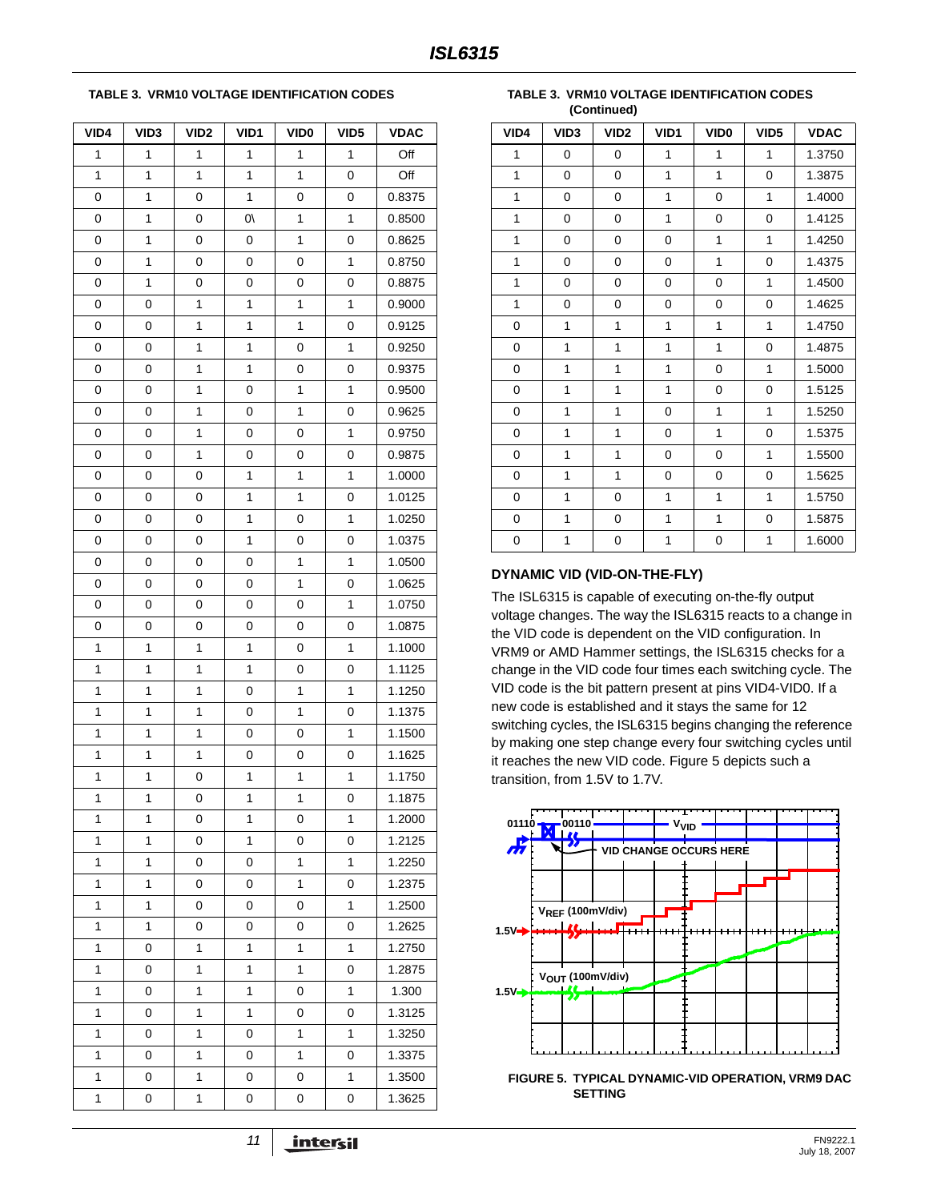**TABLE 3. VRM10 VOLTAGE IDENTIFICATION CODES**

| VID4 | VID3 | VID2 | VID1 | VID0 | VID5 | VDAC |
|---|---|---|---|---|---|---|
| 1 | 1 | 1 | 1 | 1 | 1 | Off |
| 1 | 1 | 1 | 1 | 1 | 0 | Off |
| 0 | 1 | 0 | 1 | 0 | 0 | 0.8375 |
| 0 | 1 | 0 | 0\ | 1 | 1 | 0.8500 |
| 0 | 1 | 0 | 0 | 1 | 0 | 0.8625 |
| 0 | 1 | 0 | 0 | 0 | 1 | 0.8750 |
| 0 | 1 | 0 | 0 | 0 | 0 | 0.8875 |
| 0 | 0 | 1 | 1 | 1 | 1 | 0.9000 |
| 0 | 0 | 1 | 1 | 1 | 0 | 0.9125 |
| 0 | 0 | 1 | 1 | 0 | 1 | 0.9250 |
| 0 | 0 | 1 | 1 | 0 | 0 | 0.9375 |
| 0 | 0 | 1 | 0 | 1 | 1 | 0.9500 |
| 0 | 0 | 1 | 0 | 1 | 0 | 0.9625 |
| 0 | 0 | 1 | 0 | 0 | 1 | 0.9750 |
| 0 | 0 | 1 | 0 | 0 | 0 | 0.9875 |
| 0 | 0 | 0 | 1 | 1 | 1 | 1.0000 |
| 0 | 0 | 0 | 1 | 1 | 0 | 1.0125 |
| 0 | 0 | 0 | 1 | 0 | 1 | 1.0250 |
| 0 | 0 | 0 | 1 | 0 | 0 | 1.0375 |
| 0 | 0 | 0 | 0 | 1 | 1 | 1.0500 |
| 0 | 0 | 0 | 0 | 1 | 0 | 1.0625 |
| 0 | 0 | 0 | 0 | 0 | 1 | 1.0750 |
| 0 | 0 | 0 | 0 | 0 | 0 | 1.0875 |
| 1 | 1 | 1 | 1 | 0 | 1 | 1.1000 |
| 1 | 1 | 1 | 1 | 0 | 0 | 1.1125 |
| 1 | 1 | 1 | 0 | 1 | 1 | 1.1250 |
| 1 | 1 | 1 | 0 | 1 | 0 | 1.1375 |
| 1 | 1 | 1 | 0 | 0 | 1 | 1.1500 |
| 1 | 1 | 1 | 0 | 0 | 0 | 1.1625 |
| 1 | 1 | 0 | 1 | 1 | 1 | 1.1750 |
| 1 | 1 | 0 | 1 | 1 | 0 | 1.1875 |
| 1 | 1 | 0 | 1 | 0 | 1 | 1.2000 |
| 1 | 1 | 0 | 1 | 0 | 0 | 1.2125 |
| 1 | 1 | 0 | 0 | 1 | 1 | 1.2250 |
| 1 | 1 | 0 | 0 | 1 | 0 | 1.2375 |
| 1 | 1 | 0 | 0 | 0 | 1 | 1.2500 |
| 1 | 1 | 0 | 0 | 0 | 0 | 1.2625 |
| 1 | 0 | 1 | 1 | 1 | 1 | 1.2750 |
| 1 | 0 | 1 | 1 | 1 | 0 | 1.2875 |
| 1 | 0 | 1 | 1 | 0 | 1 | 1.300 |
| 1 | 0 | 1 | 1 | 0 | 0 | 1.3125 |
| 1 | 0 | 1 | 0 | 1 | 1 | 1.3250 |
| 1 | 0 | 1 | 0 | 1 | 0 | 1.3375 |
| 1 | 0 | 1 | 0 | 0 | 1 | 1.3500 |
| 1 | 0 | 1 | 0 | 0 | 0 | 1.3625 |
| 1 | 0 | 0 | 1 | 1 | 1 | 1.3750 |
| 1 | 0 | 0 | 1 | 1 | 0 | 1.3875 |
| 1 | 0 | 0 | 1 | 0 | 1 | 1.4000 |
| 1 | 0 | 0 | 1 | 0 | 0 | 1.4125 |
| 1 | 0 | 0 | 0 | 1 | 1 | 1.4250 |
| 1 | 0 | 0 | 0 | 1 | 0 | 1.4375 |
| 1 | 0 | 0 | 0 | 0 | 1 | 1.4500 |
| 1 | 0 | 0 | 0 | 0 | 0 | 1.4625 |
| 0 | 1 | 1 | 1 | 1 | 1 | 1.4750 |
| 0 | 1 | 1 | 1 | 1 | 0 | 1.4875 |
| 0 | 1 | 1 | 1 | 0 | 1 | 1.5000 |
| 0 | 1 | 1 | 1 | 0 | 0 | 1.5125 |
| 0 | 1 | 1 | 0 | 1 | 1 | 1.5250 |
| 0 | 1 | 1 | 0 | 1 | 0 | 1.5375 |
| 0 | 1 | 1 | 0 | 0 | 1 | 1.5500 |
| 0 | 1 | 1 | 0 | 0 | 0 | 1.5625 |
| 0 | 1 | 0 | 1 | 1 | 1 | 1.5750 |
| 0 | 1 | 0 | 1 | 1 | 0 | 1.5875 |
| 0 | 1 | 0 | 1 | 0 | 1 | 1.6000 |

### DYNAMIC VID (VID-ON-THE-FLY)

The ISL6315 is capable of executing on-the-fly output voltage changes. The way the ISL6315 reacts to a change in the VID code is dependent on the VID configuration. In VRM9 or AMD Hammer settings, the ISL6315 checks for a change in the VID code four times each switching cycle. The VID code is the bit pattern present at pins VID4-VID0. If a new code is established and it stays the same for 12 switching cycles, the ISL6315 begins changing the reference by making one step change every four switching cycles until it reaches the new VID code. Figure 5 depicts such a transition, from 1.5V to 1.7V.

01110 00110 $V_{VID}$ VID CHANGE OCCURS HERE $V_{REF}$ (100mV/div) 1.5V $V_{OUT}$ (100mV/div) 1.5V

**FIGURE 5. TYPICAL DYNAMIC-VID OPERATION, VRM9 DAC SETTING**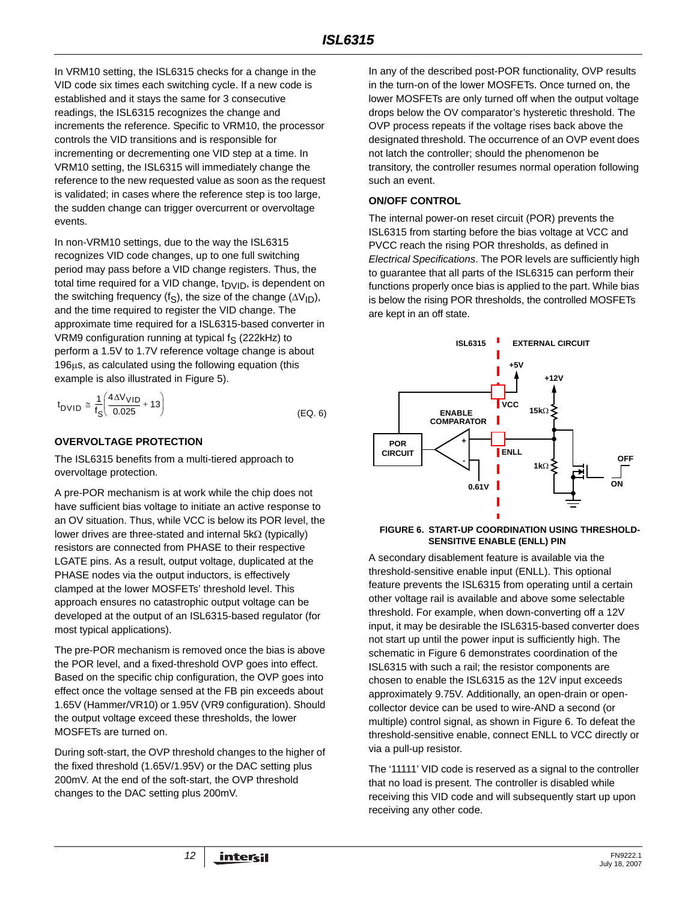In VRM10 setting, the ISL6315 checks for a change in the VID code six times each switching cycle. If a new code is established and it stays the same for 3 consecutive readings, the ISL6315 recognizes the change and increments the reference. Specific to VRM10, the processor controls the VID transitions and is responsible for incrementing or decrementing one VID step at a time. In VRM10 setting, the ISL6315 will immediately change the reference to the new requested value as soon as the request is validated; in cases where the reference step is too large, the sudden change can trigger overcurrent or overvoltage events.

In non-VRM10 settings, due to the way the ISL6315 recognizes VID code changes, up to one full switching period may pass before a VID change registers. Thus, the total time required for a VID change, $t_{DVID}$, is dependent on the switching frequency ($f_S$), the size of the change ($\Delta V_{ID}$), and the time required to register the VID change. The approximate time required for a ISL6315-based converter in VRM9 configuration running at typical $f_S$ (222kHz) to perform a 1.5V to 1.7V reference voltage change is about 196µs, as calculated using the following equation (this example is also illustrated in Figure 5).

$$t_{DVID} \cong \frac{1}{f_S}\left(\frac{4\Delta V_{VID}}{0.025} + 13\right) \qquad \text{(EQ. 6)}$$

### OVERVOLTAGE PROTECTION

The ISL6315 benefits from a multi-tiered approach to overvoltage protection.

A pre-POR mechanism is at work while the chip does not have sufficient bias voltage to initiate an active response to an OV situation. Thus, while VCC is below its POR level, the lower drives are three-stated and internal 5kΩ (typically) resistors are connected from PHASE to their respective LGATE pins. As a result, output voltage, duplicated at the PHASE nodes via the output inductors, is effectively clamped at the lower MOSFETs' threshold level. This approach ensures no catastrophic output voltage can be developed at the output of an ISL6315-based regulator (for most typical applications).

The pre-POR mechanism is removed once the bias is above the POR level, and a fixed-threshold OVP goes into effect. Based on the specific chip configuration, the OVP goes into effect once the voltage sensed at the FB pin exceeds about 1.65V (Hammer/VR10) or 1.95V (VR9 configuration). Should the output voltage exceed these thresholds, the lower MOSFETs are turned on.

During soft-start, the OVP threshold changes to the higher of the fixed threshold (1.65V/1.95V) or the DAC setting plus 200mV. At the end of the soft-start, the OVP threshold changes to the DAC setting plus 200mV.

In any of the described post-POR functionality, OVP results in the turn-on of the lower MOSFETs. Once turned on, the lower MOSFETs are only turned off when the output voltage drops below the OV comparator's hysteretic threshold. The OVP process repeats if the voltage rises back above the designated threshold. The occurrence of an OVP event does not latch the controller; should the phenomenon be transitory, the controller resumes normal operation following such an event.

### ON/OFF CONTROL

The internal power-on reset circuit (POR) prevents the ISL6315 from starting before the bias voltage at VCC and PVCC reach the rising POR thresholds, as defined in *Electrical Specifications*. The POR levels are sufficiently high to guarantee that all parts of the ISL6315 can perform their functions properly once bias is applied to the part. While bias is below the rising POR thresholds, the controlled MOSFETs are kept in an off state.

**FIGURE 6. START-UP COORDINATION USING THRESHOLD-SENSITIVE ENABLE (ENLL) PIN**

A secondary disablement feature is available via the threshold-sensitive enable input (ENLL). This optional feature prevents the ISL6315 from operating until a certain other voltage rail is available and above some selectable threshold. For example, when down-converting off a 12V input, it may be desirable the ISL6315-based converter does not start up until the power input is sufficiently high. The schematic in Figure 6 demonstrates coordination of the ISL6315 with such a rail; the resistor components are chosen to enable the ISL6315 as the 12V input exceeds approximately 9.75V. Additionally, an open-drain or open-collector device can be used to wire-AND a second (or multiple) control signal, as shown in Figure 6. To defeat the threshold-sensitive enable, connect ENLL to VCC directly or via a pull-up resistor.

The '11111' VID code is reserved as a signal to the controller that no load is present. The controller is disabled while receiving this VID code and will subsequently start up upon receiving any other code.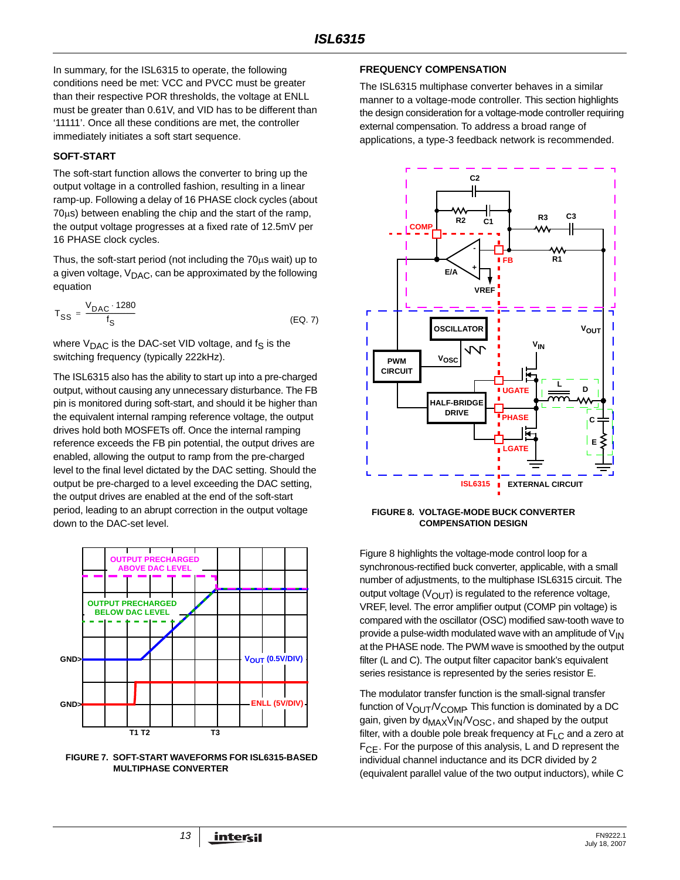In summary, for the ISL6315 to operate, the following conditions need be met: VCC and PVCC must be greater than their respective POR thresholds, the voltage at ENLL must be greater than 0.61V, and VID has to be different than '11111'. Once all these conditions are met, the controller immediately initiates a soft start sequence.

### SOFT-START

The soft-start function allows the converter to bring up the output voltage in a controlled fashion, resulting in a linear ramp-up. Following a delay of 16 PHASE clock cycles (about 70µs) between enabling the chip and the start of the ramp, the output voltage progresses at a fixed rate of 12.5mV per 16 PHASE clock cycles.

Thus, the soft-start period (not including the 70µs wait) up to a given voltage, $V_{DAC}$, can be approximated by the following equation

$$T_{SS} = \frac{V_{DAC} \cdot 1280}{f_S} \qquad \text{(EQ. 7)}$$

where $V_{DAC}$ is the DAC-set VID voltage, and $f_S$ is the switching frequency (typically 222kHz).

The ISL6315 also has the ability to start up into a pre-charged output, without causing any unnecessary disturbance. The FB pin is monitored during soft-start, and should it be higher than the equivalent internal ramping reference voltage, the output drives hold both MOSFETs off. Once the internal ramping reference exceeds the FB pin potential, the output drives are enabled, allowing the output to ramp from the pre-charged level to the final level dictated by the DAC setting. Should the output be pre-charged to a level exceeding the DAC setting, the output drives are enabled at the end of the soft-start period, leading to an abrupt correction in the output voltage down to the DAC-set level.

FIGURE 7. SOFT-START WAVEFORMS FOR ISL6315-BASED MULTIPHASE CONVERTER

### FREQUENCY COMPENSATION

The ISL6315 multiphase converter behaves in a similar manner to a voltage-mode controller. This section highlights the design consideration for a voltage-mode controller requiring external compensation. To address a broad range of applications, a type-3 feedback network is recommended.

FIGURE 8. VOLTAGE-MODE BUCK CONVERTER COMPENSATION DESIGN

Figure 8 highlights the voltage-mode control loop for a synchronous-rectified buck converter, applicable, with a small number of adjustments, to the multiphase ISL6315 circuit. The output voltage ($V_{OUT}$) is regulated to the reference voltage, VREF, level. The error amplifier output (COMP pin voltage) is compared with the oscillator (OSC) modified saw-tooth wave to provide a pulse-width modulated wave with an amplitude of $V_{IN}$ at the PHASE node. The PWM wave is smoothed by the output filter (L and C). The output filter capacitor bank's equivalent series resistance is represented by the series resistor E.

The modulator transfer function is the small-signal transfer function of $V_{OUT}/V_{COMP}$. This function is dominated by a DC gain, given by $d_{MAX}V_{IN}/V_{OSC}$, and shaped by the output filter, with a double pole break frequency at $F_{LC}$ and a zero at $F_{CE}$. For the purpose of this analysis, L and D represent the individual channel inductance and its DCR divided by 2 (equivalent parallel value of the two output inductors), while C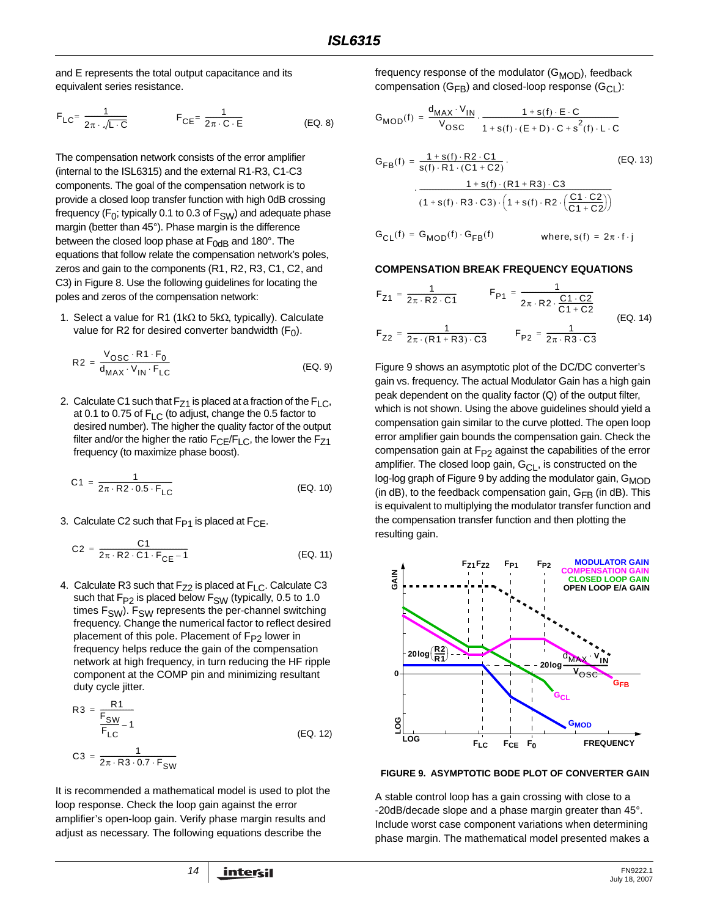and E represents the total output capacitance and its equivalent series resistance.

$$F_{LC} = \frac{1}{2\pi \cdot \sqrt{L \cdot C}} \qquad F_{CE} = \frac{1}{2\pi \cdot C \cdot E} \qquad \text{(EQ. 8)}$$

The compensation network consists of the error amplifier (internal to the ISL6315) and the external R1-R3, C1-C3 components. The goal of the compensation network is to provide a closed loop transfer function with high 0dB crossing frequency ($F_0$; typically 0.1 to 0.3 of $F_{SW}$) and adequate phase margin (better than 45°). Phase margin is the difference between the closed loop phase at $F_{0dB}$ and 180°. The equations that follow relate the compensation network's poles, zeros and gain to the components (R1, R2, R3, C1, C2, and C3) in Figure 8. Use the following guidelines for locating the poles and zeros of the compensation network:

1. Select a value for R1 (1kΩ to 5kΩ, typically). Calculate value for R2 for desired converter bandwidth ($F_0$).

$$R2 = \frac{V_{OSC} \cdot R1 \cdot F_0}{d_{MAX} \cdot V_{IN} \cdot F_{LC}} \qquad \text{(EQ. 9)}$$

2. Calculate C1 such that $F_{Z1}$ is placed at a fraction of the $F_{LC}$, at 0.1 to 0.75 of $F_{LC}$ (to adjust, change the 0.5 factor to desired number). The higher the quality factor of the output filter and/or the higher the ratio $F_{CE}/F_{LC}$, the lower the $F_{Z1}$ frequency (to maximize phase boost).

$$C1 = \frac{1}{2\pi \cdot R2 \cdot 0.5 \cdot F_{LC}} \qquad \text{(EQ. 10)}$$

3. Calculate C2 such that $F_{P1}$ is placed at $F_{CE}$.

$$C2 = \frac{C1}{2\pi \cdot R2 \cdot C1 \cdot F_{CE} - 1} \qquad \text{(EQ. 11)}$$

4. Calculate R3 such that $F_{Z2}$ is placed at $F_{LC}$. Calculate C3 such that $F_{P2}$ is placed below $F_{SW}$ (typically, 0.5 to 1.0 times $F_{SW}$). $F_{SW}$ represents the per-channel switching frequency. Change the numerical factor to reflect desired placement of this pole. Placement of $F_{P2}$ lower in frequency helps reduce the gain of the compensation network at high frequency, in turn reducing the HF ripple component at the COMP pin and minimizing resultant duty cycle jitter.

$$R3 = \frac{R1}{\frac{F_{SW}}{F_{LC}} - 1}$$

$$C3 = \frac{1}{2\pi \cdot R3 \cdot 0.7 \cdot F_{SW}} \qquad \text{(EQ. 12)}$$

It is recommended a mathematical model is used to plot the loop response. Check the loop gain against the error amplifier's open-loop gain. Verify phase margin results and adjust as necessary. The following equations describe the frequency response of the modulator ($G_{MOD}$), feedback compensation ($G_{FB}$) and closed-loop response ($G_{CL}$):

$$G_{MOD}(f) = \frac{d_{MAX} \cdot V_{IN}}{V_{OSC}} \cdot \frac{1 + s(f) \cdot E \cdot C}{1 + s(f) \cdot (E + D) \cdot C + s^2(f) \cdot L \cdot C}$$

$$G_{FB}(f) = \frac{1 + s(f) \cdot R2 \cdot C1}{s(f) \cdot R1 \cdot (C1 + C2)} \cdot \frac{1 + s(f) \cdot (R1 + R3) \cdot C3}{(1 + s(f) \cdot R3 \cdot C3) \cdot \left(1 + s(f) \cdot R2 \cdot \left(\frac{C1 \cdot C2}{C1 + C2}\right)\right)} \qquad \text{(EQ. 13)}$$

$$G_{CL}(f) = G_{MOD}(f) \cdot G_{FB}(f) \qquad \text{where, } s(f) = 2\pi \cdot f \cdot j$$

### COMPENSATION BREAK FREQUENCY EQUATIONS

$$F_{Z1} = \frac{1}{2\pi \cdot R2 \cdot C1} \qquad F_{P1} = \frac{1}{2\pi \cdot R2 \cdot \frac{C1 \cdot C2}{C1 + C2}}$$

$$F_{Z2} = \frac{1}{2\pi \cdot (R1 + R3) \cdot C3} \qquad F_{P2} = \frac{1}{2\pi \cdot R3 \cdot C3} \qquad \text{(EQ. 14)}$$

Figure 9 shows an asymptotic plot of the DC/DC converter's gain vs. frequency. The actual Modulator Gain has a high gain peak dependent on the quality factor (Q) of the output filter, which is not shown. Using the above guidelines should yield a compensation gain similar to the curve plotted. The open loop error amplifier gain bounds the compensation gain. Check the compensation gain at $F_{P2}$ against the capabilities of the error amplifier. The closed loop gain, $G_{CL}$, is constructed on the log-log graph of Figure 9 by adding the modulator gain, $G_{MOD}$ (in dB), to the feedback compensation gain, $G_{FB}$ (in dB). This is equivalent to multiplying the modulator transfer function and the compensation transfer function and then plotting the resulting gain.

**FIGURE 9. ASYMPTOTIC BODE PLOT OF CONVERTER GAIN**

A stable control loop has a gain crossing with close to a -20dB/decade slope and a phase margin greater than 45°. Include worst case component variations when determining phase margin. The mathematical model presented makes a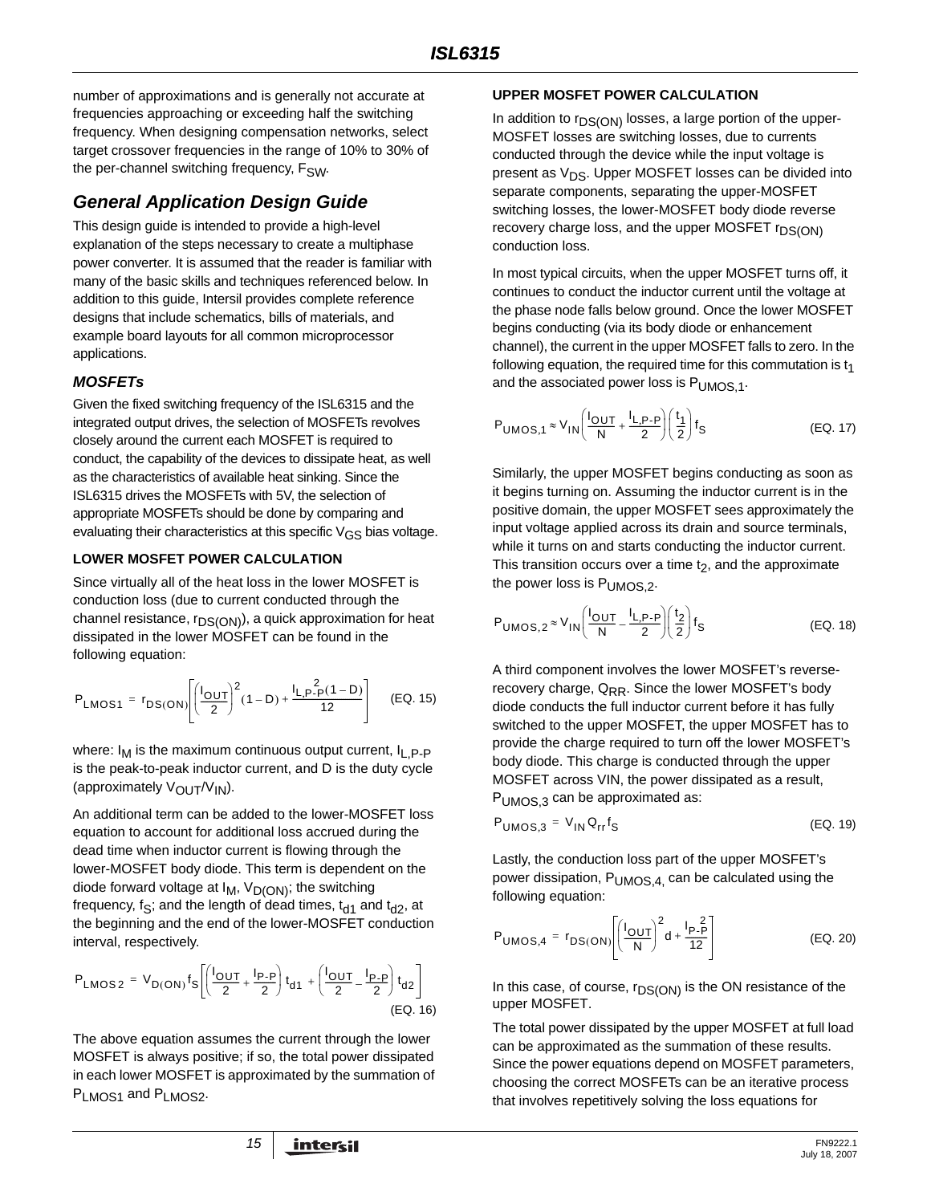number of approximations and is generally not accurate at frequencies approaching or exceeding half the switching frequency. When designing compensation networks, select target crossover frequencies in the range of 10% to 30% of the per-channel switching frequency, $F_{SW}$.

## General Application Design Guide

This design guide is intended to provide a high-level explanation of the steps necessary to create a multiphase power converter. It is assumed that the reader is familiar with many of the basic skills and techniques referenced below. In addition to this guide, Intersil provides complete reference designs that include schematics, bills of materials, and example board layouts for all common microprocessor applications.

### MOSFETs

Given the fixed switching frequency of the ISL6315 and the integrated output drives, the selection of MOSFETs revolves closely around the current each MOSFET is required to conduct, the capability of the devices to dissipate heat, as well as the characteristics of available heat sinking. Since the ISL6315 drives the MOSFETs with 5V, the selection of appropriate MOSFETs should be done by comparing and evaluating their characteristics at this specific $V_{GS}$ bias voltage.

#### LOWER MOSFET POWER CALCULATION

Since virtually all of the heat loss in the lower MOSFET is conduction loss (due to current conducted through the channel resistance, $r_{DS(ON)}$), a quick approximation for heat dissipated in the lower MOSFET can be found in the following equation:

$$P_{LMOS1} = r_{DS(ON)}\left[\left(\frac{I_{OUT}}{2}\right)^2(1-D) + \frac{I_{L,P-P}^{2}(1-D)}{12}\right] \quad \text{(EQ. 15)}$$

where: $I_M$ is the maximum continuous output current, $I_{L,P-P}$ is the peak-to-peak inductor current, and D is the duty cycle (approximately $V_{OUT}/V_{IN}$).

An additional term can be added to the lower-MOSFET loss equation to account for additional loss accrued during the dead time when inductor current is flowing through the lower-MOSFET body diode. This term is dependent on the diode forward voltage at $I_M$, $V_{D(ON)}$; the switching frequency, $f_S$; and the length of dead times, $t_{d1}$ and $t_{d2}$, at the beginning and the end of the lower-MOSFET conduction interval, respectively.

$$P_{LMOS2} = V_{D(ON)}f_S\left[\left(\frac{I_{OUT}}{2} + \frac{I_{P-P}}{2}\right)t_{d1} + \left(\frac{I_{OUT}}{2} - \frac{I_{P-P}}{2}\right)t_{d2}\right] \quad \text{(EQ. 16)}$$

The above equation assumes the current through the lower MOSFET is always positive; if so, the total power dissipated in each lower MOSFET is approximated by the summation of $P_{LMOS1}$ and $P_{LMOS2}$.

#### UPPER MOSFET POWER CALCULATION

In addition to $r_{DS(ON)}$ losses, a large portion of the upper-MOSFET losses are switching losses, due to currents conducted through the device while the input voltage is present as $V_{DS}$. Upper MOSFET losses can be divided into separate components, separating the upper-MOSFET switching losses, the lower-MOSFET body diode reverse recovery charge loss, and the upper MOSFET $r_{DS(ON)}$ conduction loss.

In most typical circuits, when the upper MOSFET turns off, it continues to conduct the inductor current until the voltage at the phase node falls below ground. Once the lower MOSFET begins conducting (via its body diode or enhancement channel), the current in the upper MOSFET falls to zero. In the following equation, the required time for this commutation is $t_1$ and the associated power loss is $P_{UMOS,1}$.

$$P_{UMOS,1} \approx V_{IN}\left(\frac{I_{OUT}}{N} + \frac{I_{L,P-P}}{2}\right)\left(\frac{t_1}{2}\right)f_S \quad \text{(EQ. 17)}$$

Similarly, the upper MOSFET begins conducting as soon as it begins turning on. Assuming the inductor current is in the positive domain, the upper MOSFET sees approximately the input voltage applied across its drain and source terminals, while it turns on and starts conducting the inductor current. This transition occurs over a time $t_2$, and the approximate the power loss is $P_{UMOS,2}$.

$$P_{UMOS,2} \approx V_{IN}\left(\frac{I_{OUT}}{N} - \frac{I_{L,P-P}}{2}\right)\left(\frac{t_2}{2}\right)f_S \quad \text{(EQ. 18)}$$

A third component involves the lower MOSFET's reverse-recovery charge, $Q_{RR}$. Since the lower MOSFET's body diode conducts the full inductor current before it has fully switched to the upper MOSFET, the upper MOSFET has to provide the charge required to turn off the lower MOSFET's body diode. This charge is conducted through the upper MOSFET across VIN, the power dissipated as a result, $P_{UMOS,3}$ can be approximated as:

$$P_{UMOS,3} = V_{IN}Q_{rr}f_S \quad \text{(EQ. 19)}$$

Lastly, the conduction loss part of the upper MOSFET's power dissipation, $P_{UMOS,4}$, can be calculated using the following equation:

$$P_{UMOS,4} = r_{DS(ON)}\left[\left(\frac{I_{OUT}}{N}\right)^2 d + \frac{I_{P-P}^{2}}{12}\right] \quad \text{(EQ. 20)}$$

In this case, of course, $r_{DS(ON)}$ is the ON resistance of the upper MOSFET.

The total power dissipated by the upper MOSFET at full load can be approximated as the summation of these results. Since the power equations depend on MOSFET parameters, choosing the correct MOSFETs can be an iterative process that involves repetitively solving the loss equations for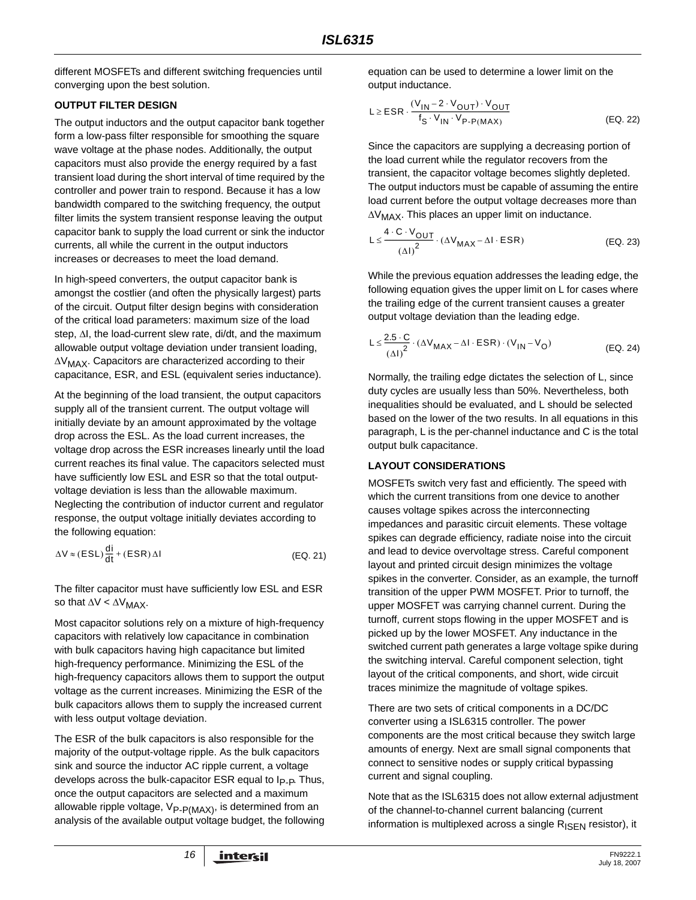different MOSFETs and different switching frequencies until converging upon the best solution.

### OUTPUT FILTER DESIGN

The output inductors and the output capacitor bank together form a low-pass filter responsible for smoothing the square wave voltage at the phase nodes. Additionally, the output capacitors must also provide the energy required by a fast transient load during the short interval of time required by the controller and power train to respond. Because it has a low bandwidth compared to the switching frequency, the output filter limits the system transient response leaving the output capacitor bank to supply the load current or sink the inductor currents, all while the current in the output inductors increases or decreases to meet the load demand.

In high-speed converters, the output capacitor bank is amongst the costlier (and often the physically largest) parts of the circuit. Output filter design begins with consideration of the critical load parameters: maximum size of the load step, $\Delta I$, the load-current slew rate, di/dt, and the maximum allowable output voltage deviation under transient loading, $\Delta V_{MAX}$. Capacitors are characterized according to their capacitance, ESR, and ESL (equivalent series inductance).

At the beginning of the load transient, the output capacitors supply all of the transient current. The output voltage will initially deviate by an amount approximated by the voltage drop across the ESL. As the load current increases, the voltage drop across the ESR increases linearly until the load current reaches its final value. The capacitors selected must have sufficiently low ESL and ESR so that the total output-voltage deviation is less than the allowable maximum. Neglecting the contribution of inductor current and regulator response, the output voltage initially deviates according to the following equation:

$$\Delta V \approx (ESL)\frac{di}{dt} + (ESR)\Delta I \qquad \text{(EQ. 21)}$$

The filter capacitor must have sufficiently low ESL and ESR so that $\Delta V < \Delta V_{MAX}$.

Most capacitor solutions rely on a mixture of high-frequency capacitors with relatively low capacitance in combination with bulk capacitors having high capacitance but limited high-frequency performance. Minimizing the ESL of the high-frequency capacitors allows them to support the output voltage as the current increases. Minimizing the ESR of the bulk capacitors allows them to supply the increased current with less output voltage deviation.

The ESR of the bulk capacitors is also responsible for the majority of the output-voltage ripple. As the bulk capacitors sink and source the inductor AC ripple current, a voltage develops across the bulk-capacitor ESR equal to $I_{P-P}$. Thus, once the output capacitors are selected and a maximum allowable ripple voltage, $V_{P-P(MAX)}$, is determined from an analysis of the available output voltage budget, the following equation can be used to determine a lower limit on the output inductance.

$$L \geq ESR \cdot \frac{(V_{IN} - 2 \cdot V_{OUT}) \cdot V_{OUT}}{f_S \cdot V_{IN} \cdot V_{P-P(MAX)}} \qquad \text{(EQ. 22)}$$

Since the capacitors are supplying a decreasing portion of the load current while the regulator recovers from the transient, the capacitor voltage becomes slightly depleted. The output inductors must be capable of assuming the entire load current before the output voltage decreases more than $\Delta V_{MAX}$. This places an upper limit on inductance.

$$L \leq \frac{4 \cdot C \cdot V_{OUT}}{(\Delta I)^2} \cdot (\Delta V_{MAX} - \Delta I \cdot ESR) \qquad \text{(EQ. 23)}$$

While the previous equation addresses the leading edge, the following equation gives the upper limit on L for cases where the trailing edge of the current transient causes a greater output voltage deviation than the leading edge.

$$L \leq \frac{2.5 \cdot C}{(\Delta I)^2} \cdot (\Delta V_{MAX} - \Delta I \cdot ESR) \cdot (V_{IN} - V_O) \qquad \text{(EQ. 24)}$$

Normally, the trailing edge dictates the selection of L, since duty cycles are usually less than 50%. Nevertheless, both inequalities should be evaluated, and L should be selected based on the lower of the two results. In all equations in this paragraph, L is the per-channel inductance and C is the total output bulk capacitance.

### LAYOUT CONSIDERATIONS

MOSFETs switch very fast and efficiently. The speed with which the current transitions from one device to another causes voltage spikes across the interconnecting impedances and parasitic circuit elements. These voltage spikes can degrade efficiency, radiate noise into the circuit and lead to device overvoltage stress. Careful component layout and printed circuit design minimizes the voltage spikes in the converter. Consider, as an example, the turnoff transition of the upper PWM MOSFET. Prior to turnoff, the upper MOSFET was carrying channel current. During the turnoff, current stops flowing in the upper MOSFET and is picked up by the lower MOSFET. Any inductance in the switched current path generates a large voltage spike during the switching interval. Careful component selection, tight layout of the critical components, and short, wide circuit traces minimize the magnitude of voltage spikes.

There are two sets of critical components in a DC/DC converter using a ISL6315 controller. The power components are the most critical because they switch large amounts of energy. Next are small signal components that connect to sensitive nodes or supply critical bypassing current and signal coupling.

Note that as the ISL6315 does not allow external adjustment of the channel-to-channel current balancing (current information is multiplexed across a single $R_{ISEN}$ resistor), it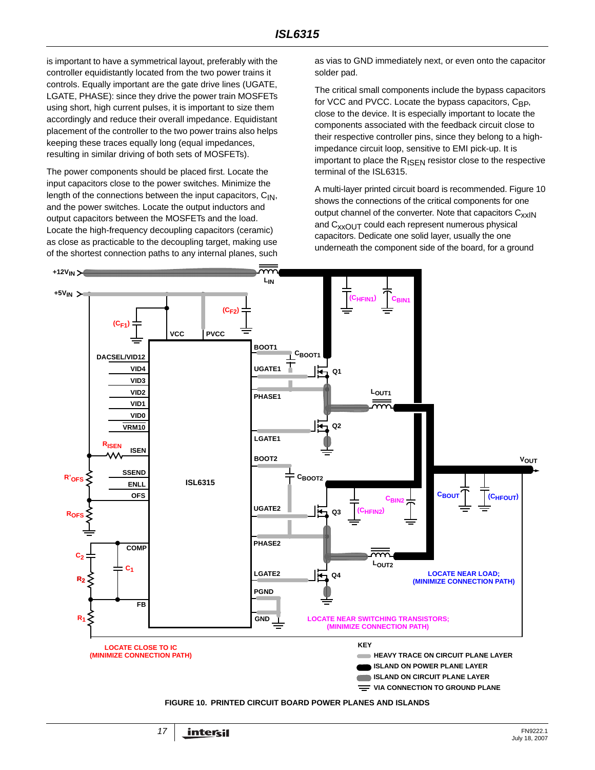is important to have a symmetrical layout, preferably with the controller equidistantly located from the two power trains it controls. Equally important are the gate drive lines (UGATE, LGATE, PHASE): since they drive the power train MOSFETs using short, high current pulses, it is important to size them accordingly and reduce their overall impedance. Equidistant placement of the controller to the two power trains also helps keeping these traces equally long (equal impedances, resulting in similar driving of both sets of MOSFETs).

The power components should be placed first. Locate the input capacitors close to the power switches. Minimize the length of the connections between the input capacitors, $C_{IN}$, and the power switches. Locate the output inductors and output capacitors between the MOSFETs and the load. Locate the high-frequency decoupling capacitors (ceramic) as close as practicable to the decoupling target, making use of the shortest connection paths to any internal planes, such as vias to GND immediately next, or even onto the capacitor solder pad.

The critical small components include the bypass capacitors for VCC and PVCC. Locate the bypass capacitors, $C_{BP}$, close to the device. It is especially important to locate the components associated with the feedback circuit close to their respective controller pins, since they belong to a high-impedance circuit loop, sensitive to EMI pick-up. It is important to place the $R_{ISEN}$ resistor close to the respective terminal of the ISL6315.

A multi-layer printed circuit board is recommended. Figure 10 shows the connections of the critical components for one output channel of the converter. Note that capacitors $C_{xxIN}$ and $C_{xxOUT}$ could each represent numerous physical capacitors. Dedicate one solid layer, usually the one underneath the component side of the board, for a ground

FIGURE 10. PRINTED CIRCUIT BOARD POWER PLANES AND ISLANDS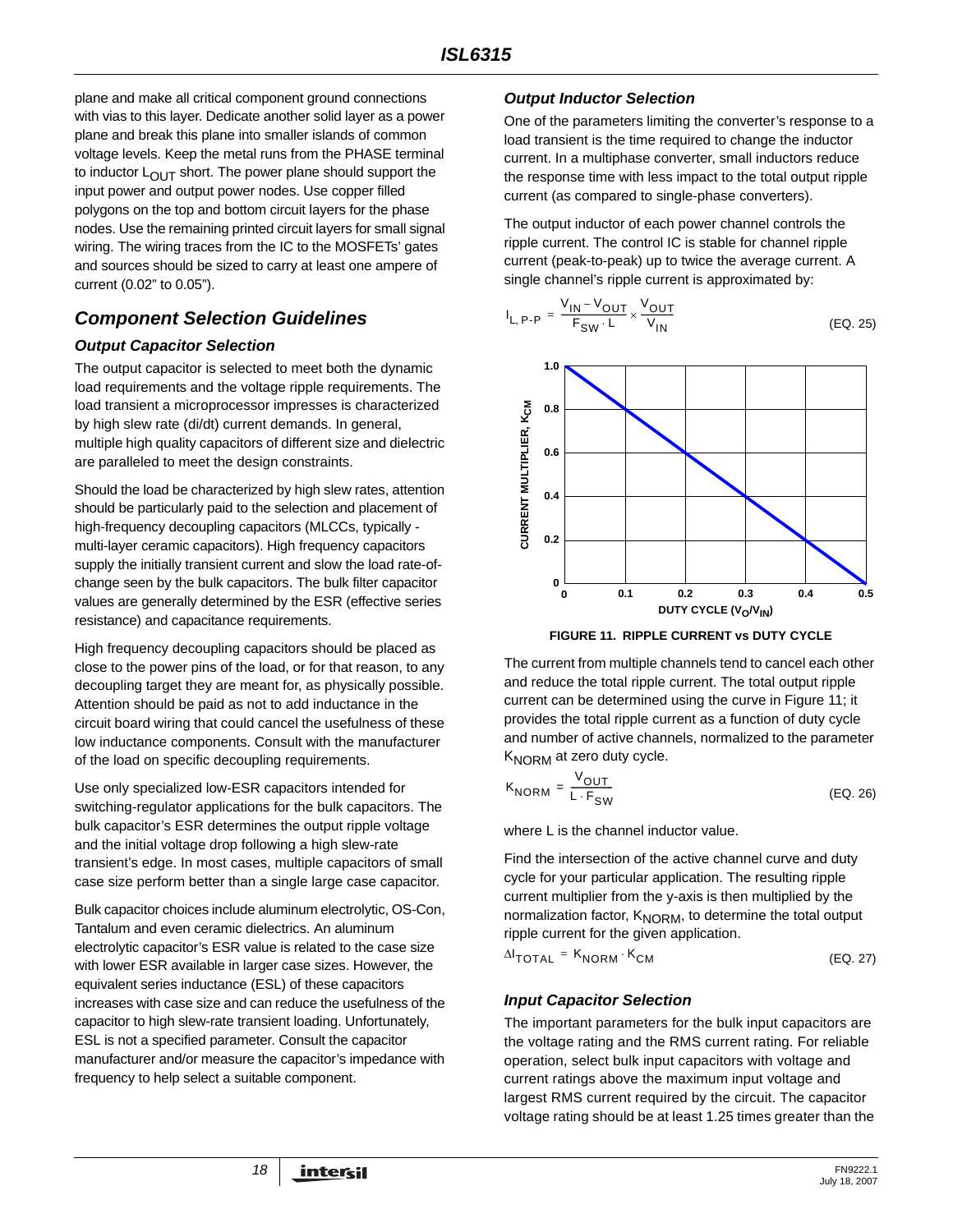plane and make all critical component ground connections with vias to this layer. Dedicate another solid layer as a power plane and break this plane into smaller islands of common voltage levels. Keep the metal runs from the PHASE terminal to inductor $L_{OUT}$ short. The power plane should support the input power and output power nodes. Use copper filled polygons on the top and bottom circuit layers for the phase nodes. Use the remaining printed circuit layers for small signal wiring. The wiring traces from the IC to the MOSFETs' gates and sources should be sized to carry at least one ampere of current (0.02" to 0.05").

## Component Selection Guidelines

### Output Capacitor Selection

The output capacitor is selected to meet both the dynamic load requirements and the voltage ripple requirements. The load transient a microprocessor impresses is characterized by high slew rate (di/dt) current demands. In general, multiple high quality capacitors of different size and dielectric are paralleled to meet the design constraints.

Should the load be characterized by high slew rates, attention should be particularly paid to the selection and placement of high-frequency decoupling capacitors (MLCCs, typically - multi-layer ceramic capacitors). High frequency capacitors supply the initially transient current and slow the load rate-of-change seen by the bulk capacitors. The bulk filter capacitor values are generally determined by the ESR (effective series resistance) and capacitance requirements.

High frequency decoupling capacitors should be placed as close to the power pins of the load, or for that reason, to any decoupling target they are meant for, as physically possible. Attention should be paid as not to add inductance in the circuit board wiring that could cancel the usefulness of these low inductance components. Consult with the manufacturer of the load on specific decoupling requirements.

Use only specialized low-ESR capacitors intended for switching-regulator applications for the bulk capacitors. The bulk capacitor's ESR determines the output ripple voltage and the initial voltage drop following a high slew-rate transient's edge. In most cases, multiple capacitors of small case size perform better than a single large case capacitor.

Bulk capacitor choices include aluminum electrolytic, OS-Con, Tantalum and even ceramic dielectrics. An aluminum electrolytic capacitor's ESR value is related to the case size with lower ESR available in larger case sizes. However, the equivalent series inductance (ESL) of these capacitors increases with case size and can reduce the usefulness of the capacitor to high slew-rate transient loading. Unfortunately, ESL is not a specified parameter. Consult the capacitor manufacturer and/or measure the capacitor's impedance with frequency to help select a suitable component.

### Output Inductor Selection

One of the parameters limiting the converter's response to a load transient is the time required to change the inductor current. In a multiphase converter, small inductors reduce the response time with less impact to the total output ripple current (as compared to single-phase converters).

The output inductor of each power channel controls the ripple current. The control IC is stable for channel ripple current (peak-to-peak) up to twice the average current. A single channel's ripple current is approximated by:

$$I_{L,\,P\text{-}P} = \frac{V_{IN} - V_{OUT}}{F_{SW} \cdot L} \times \frac{V_{OUT}}{V_{IN}} \quad \text{(EQ. 25)}$$

FIGURE 11. RIPPLE CURRENT vs DUTY CYCLE

The current from multiple channels tend to cancel each other and reduce the total ripple current. The total output ripple current can be determined using the curve in Figure 11; it provides the total ripple current as a function of duty cycle and number of active channels, normalized to the parameter $K_{NORM}$ at zero duty cycle.

$$K_{NORM} = \frac{V_{OUT}}{L \cdot F_{SW}} \quad \text{(EQ. 26)}$$

where L is the channel inductor value.

Find the intersection of the active channel curve and duty cycle for your particular application. The resulting ripple current multiplier from the y-axis is then multiplied by the normalization factor, $K_{NORM}$, to determine the total output ripple current for the given application.

$$\Delta I_{TOTAL} = K_{NORM} \cdot K_{CM} \quad \text{(EQ. 27)}$$

### Input Capacitor Selection

The important parameters for the bulk input capacitors are the voltage rating and the RMS current rating. For reliable operation, select bulk input capacitors with voltage and current ratings above the maximum input voltage and largest RMS current required by the circuit. The capacitor voltage rating should be at least 1.25 times greater than the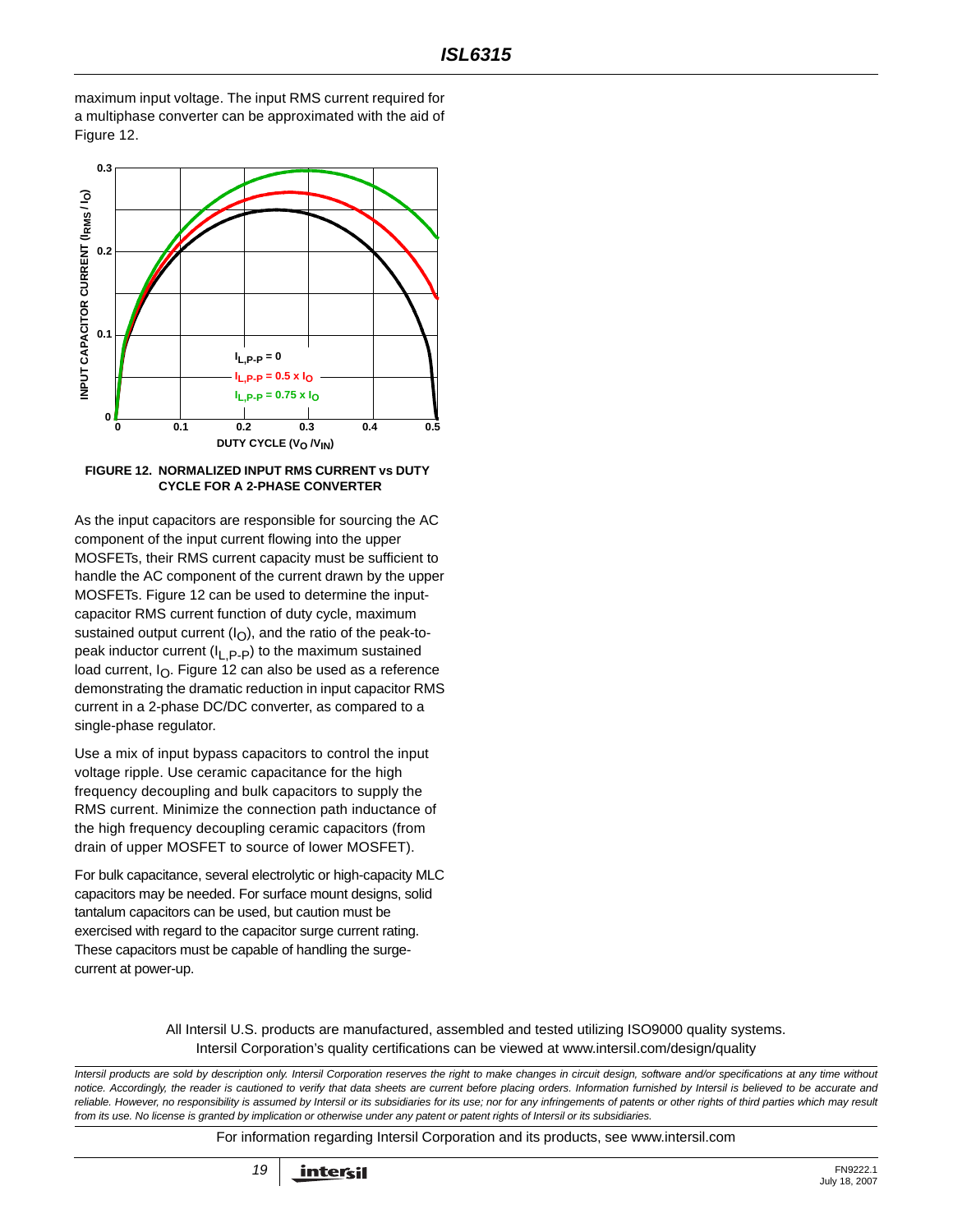maximum input voltage. The input RMS current required for a multiphase converter can be approximated with the aid of Figure 12.

FIGURE 12. NORMALIZED INPUT RMS CURRENT vs DUTY CYCLE FOR A 2-PHASE CONVERTER

As the input capacitors are responsible for sourcing the AC component of the input current flowing into the upper MOSFETs, their RMS current capacity must be sufficient to handle the AC component of the current drawn by the upper MOSFETs. Figure 12 can be used to determine the input-capacitor RMS current function of duty cycle, maximum sustained output current ($I_O$), and the ratio of the peak-to-peak inductor current ($I_{L,P-P}$) to the maximum sustained load current, $I_O$. Figure 12 can also be used as a reference demonstrating the dramatic reduction in input capacitor RMS current in a 2-phase DC/DC converter, as compared to a single-phase regulator.

Use a mix of input bypass capacitors to control the input voltage ripple. Use ceramic capacitance for the high frequency decoupling and bulk capacitors to supply the RMS current. Minimize the connection path inductance of the high frequency decoupling ceramic capacitors (from drain of upper MOSFET to source of lower MOSFET).

For bulk capacitance, several electrolytic or high-capacity MLC capacitors may be needed. For surface mount designs, solid tantalum capacitors can be used, but caution must be exercised with regard to the capacitor surge current rating. These capacitors must be capable of handling the surge-current at power-up.

All Intersil U.S. products are manufactured, assembled and tested utilizing ISO9000 quality systems. Intersil Corporation's quality certifications can be viewed at www.intersil.com/design/quality

*Intersil products are sold by description only. Intersil Corporation reserves the right to make changes in circuit design, software and/or specifications at any time without notice. Accordingly, the reader is cautioned to verify that data sheets are current before placing orders. Information furnished by Intersil is believed to be accurate and reliable. However, no responsibility is assumed by Intersil or its subsidiaries for its use; nor for any infringements of patents or other rights of third parties which may result from its use. No license is granted by implication or otherwise under any patent or patent rights of Intersil or its subsidiaries.*

For information regarding Intersil Corporation and its products, see www.intersil.com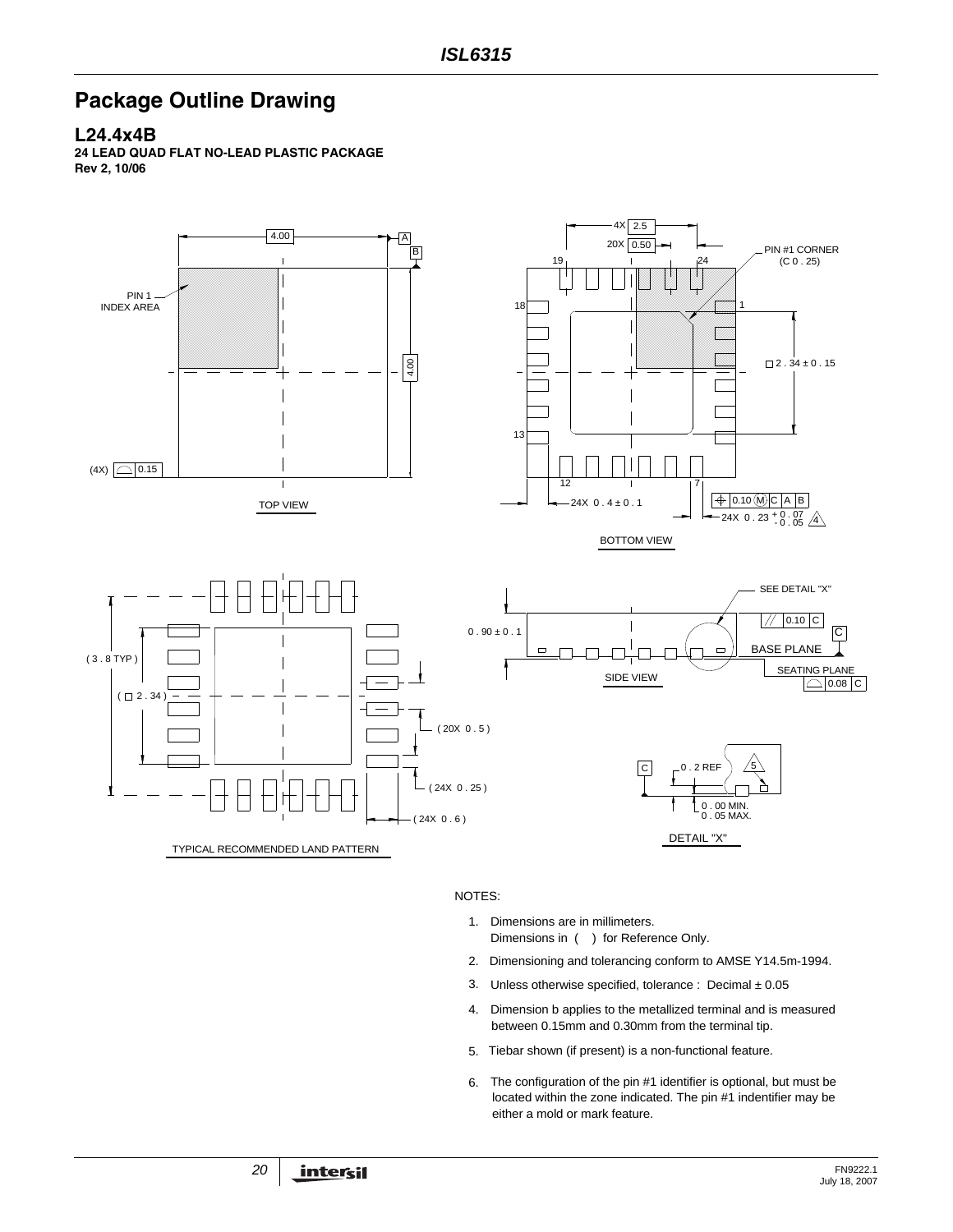# Package Outline Drawing

## L24.4x4B

**24 LEAD QUAD FLAT NO-LEAD PLASTIC PACKAGE**
**Rev 2, 10/06**

4.00
A
B
PIN 1
INDEX AREA
4.00
(4X) 0.15
TOP VIEW

4X 2.5
20X 0.50
19
24
PIN #1 CORNER
(C 0 . 25)
18
1
2 . 34 ± 0 . 15
13
12
7
24X 0 . 4 ± 0 . 1
0.10 M C A B
24X 0 . 23 +0 . 07 -0 . 05 4
BOTTOM VIEW

( 3 . 8 TYP )
( □ 2 . 34 )
( 20X 0 . 5 )
( 24X 0 . 25 )
( 24X 0 . 6 )
TYPICAL RECOMMENDED LAND PATTERN

SEE DETAIL "X"
0 . 90 ± 0 . 1
0.10 C
C
BASE PLANE
SEATING PLANE
0.08 C
SIDE VIEW

C
0 . 2 REF
5
0 . 00 MIN.
0 . 05 MAX.
DETAIL "X"

NOTES:

1. Dimensions are in millimeters.
   Dimensions in ( ) for Reference Only.
2. Dimensioning and tolerancing conform to AMSE Y14.5m-1994.
3. Unless otherwise specified, tolerance : Decimal ± 0.05
4. Dimension b applies to the metallized terminal and is measured between 0.15mm and 0.30mm from the terminal tip.
5. Tiebar shown (if present) is a non-functional feature.
6. The configuration of the pin #1 identifier is optional, but must be located within the zone indicated. The pin #1 indentifier may be either a mold or mark feature.